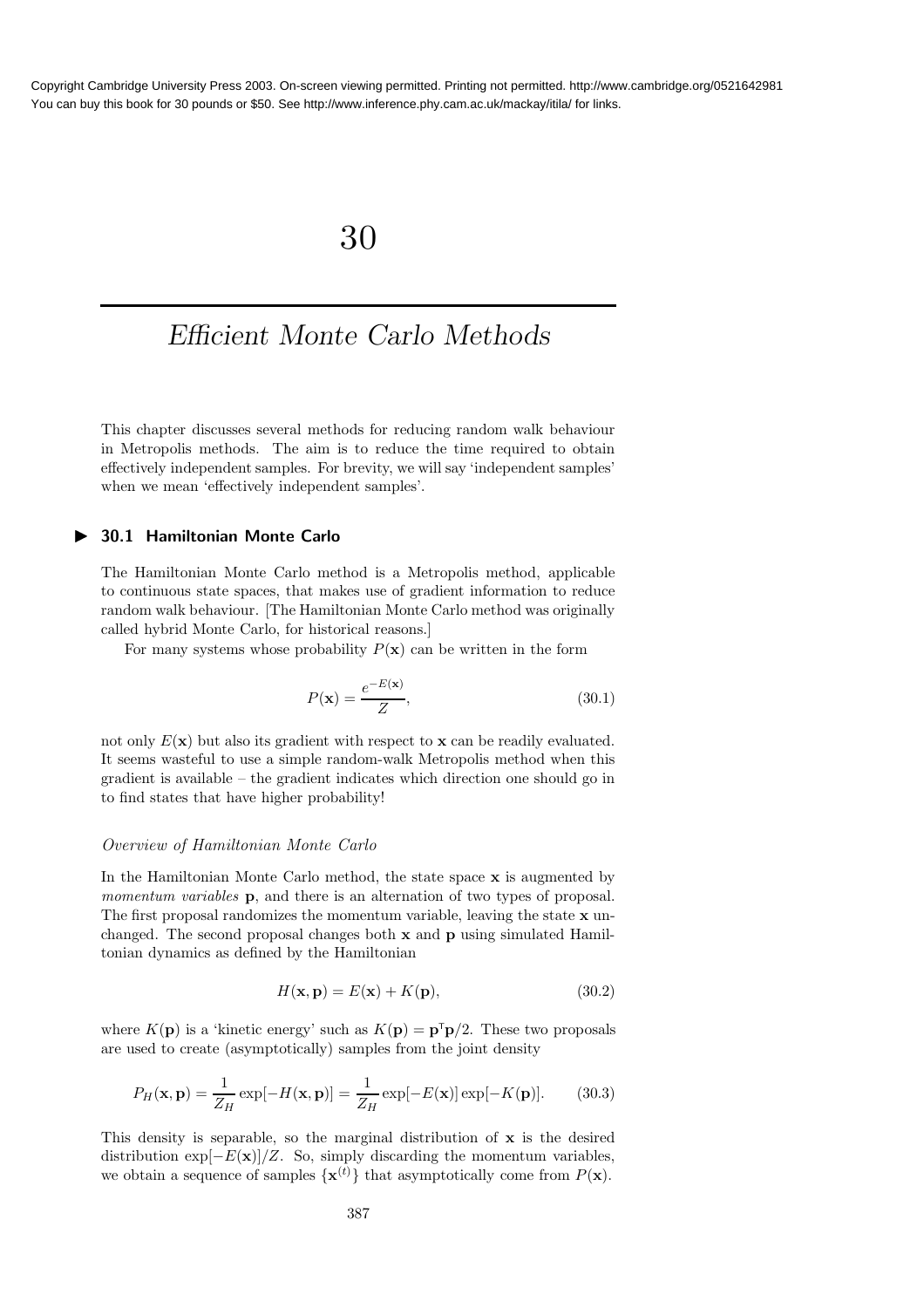# 30

# *Efficient Monte Carlo Methods*

This chapter discusses several methods for reducing random walk behaviour in Metropolis methods. The aim is to reduce the time required to obtain effectively independent samples. For brevity, we will say 'independent samples' when we mean 'effectively independent samples'.

## 30.1 Hamiltonian Monte Carlo

The Hamiltonian Monte Carlo method is a Metropolis method, applicable to continuous state spaces, that makes use of gradient information to reduce random walk behaviour. [The Hamiltonian Monte Carlo method was originally called hybrid Monte Carlo, for historical reasons.]

For many systems whose probability $P(\mathbf{x})$ can be written in the form

$$P(\mathbf{x}) = \frac{e^{-E(\mathbf{x})}}{Z}, \tag{30.1}$$

not only $E(\mathbf{x})$ but also its gradient with respect to $\mathbf{x}$ can be readily evaluated. It seems wasteful to use a simple random-walk Metropolis method when this gradient is available – the gradient indicates which direction one should go in to find states that have higher probability!

### *Overview of Hamiltonian Monte Carlo*

In the Hamiltonian Monte Carlo method, the state space $\mathbf{x}$ is augmented by *momentum variables* $\mathbf{p}$, and there is an alternation of two types of proposal. The first proposal randomizes the momentum variable, leaving the state $\mathbf{x}$ unchanged. The second proposal changes both $\mathbf{x}$ and $\mathbf{p}$ using simulated Hamiltonian dynamics as defined by the Hamiltonian

$$H(\mathbf{x}, \mathbf{p}) = E(\mathbf{x}) + K(\mathbf{p}), \tag{30.2}$$

where $K(\mathbf{p})$ is a 'kinetic energy' such as $K(\mathbf{p}) = \mathbf{p}^{\mathsf{T}}\mathbf{p}/2$. These two proposals are used to create (asymptotically) samples from the joint density

$$P_H(\mathbf{x}, \mathbf{p}) = \frac{1}{Z_H} \exp[-H(\mathbf{x}, \mathbf{p})] = \frac{1}{Z_H} \exp[-E(\mathbf{x})] \exp[-K(\mathbf{p})]. \tag{30.3}$$

This density is separable, so the marginal distribution of $\mathbf{x}$ is the desired distribution $\exp[-E(\mathbf{x})]/Z$. So, simply discarding the momentum variables, we obtain a sequence of samples $\{\mathbf{x}^{(t)}\}$ that asymptotically come from $P(\mathbf{x})$.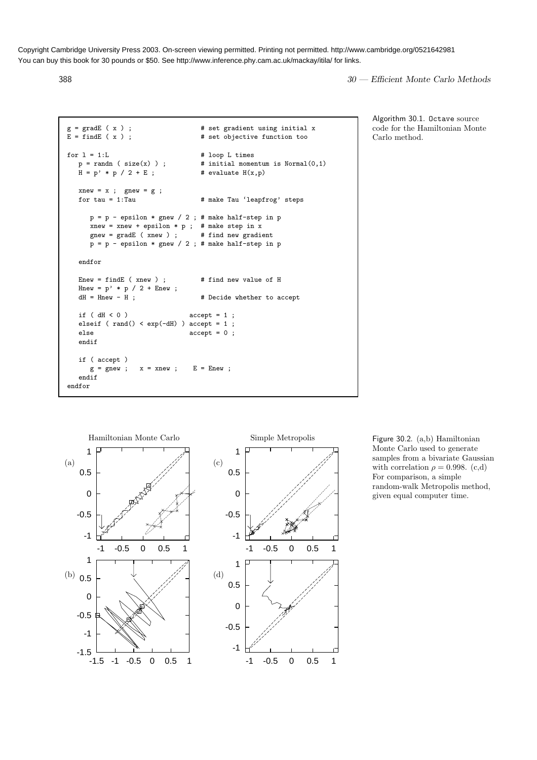```
g = gradE ( x ) ;                  # set gradient using initial x
E = findE ( x ) ;                  # set objective function too

for l = 1:L                        # loop L times
   p = randn ( size(x) ) ;         # initial momentum is Normal(0,1)
   H = p' * p / 2 + E ;            # evaluate H(x,p)

   xnew = x ;  gnew = g ;
   for tau = 1:Tau                 # make Tau `leapfrog' steps

      p = p - epsilon * gnew / 2 ; # make half-step in p
      xnew = xnew + epsilon * p ;  # make step in x
      gnew = gradE ( xnew ) ;      # find new gradient
      p = p - epsilon * gnew / 2 ; # make half-step in p

   endfor

   Enew = findE ( xnew ) ;         # find new value of H
   Hnew = p' * p / 2 + Enew ;
   dH = Hnew - H ;                 # Decide whether to accept

   if ( dH < 0 )                accept = 1 ;
   elseif ( rand() < exp(-dH) ) accept = 1 ;
   else                         accept = 0 ;
   endif

   if ( accept )
      g = gnew ;   x = xnew ;    E = Enew ;
   endif
endfor
```

Algorithm 30.1. Octave source code for the Hamiltonian Monte Carlo method.

Figure 30.2. (a,b) Hamiltonian Monte Carlo used to generate samples from a bivariate Gaussian with correlation $\rho = 0.998$. (c,d) For comparison, a simple random-walk Metropolis method, given equal computer time.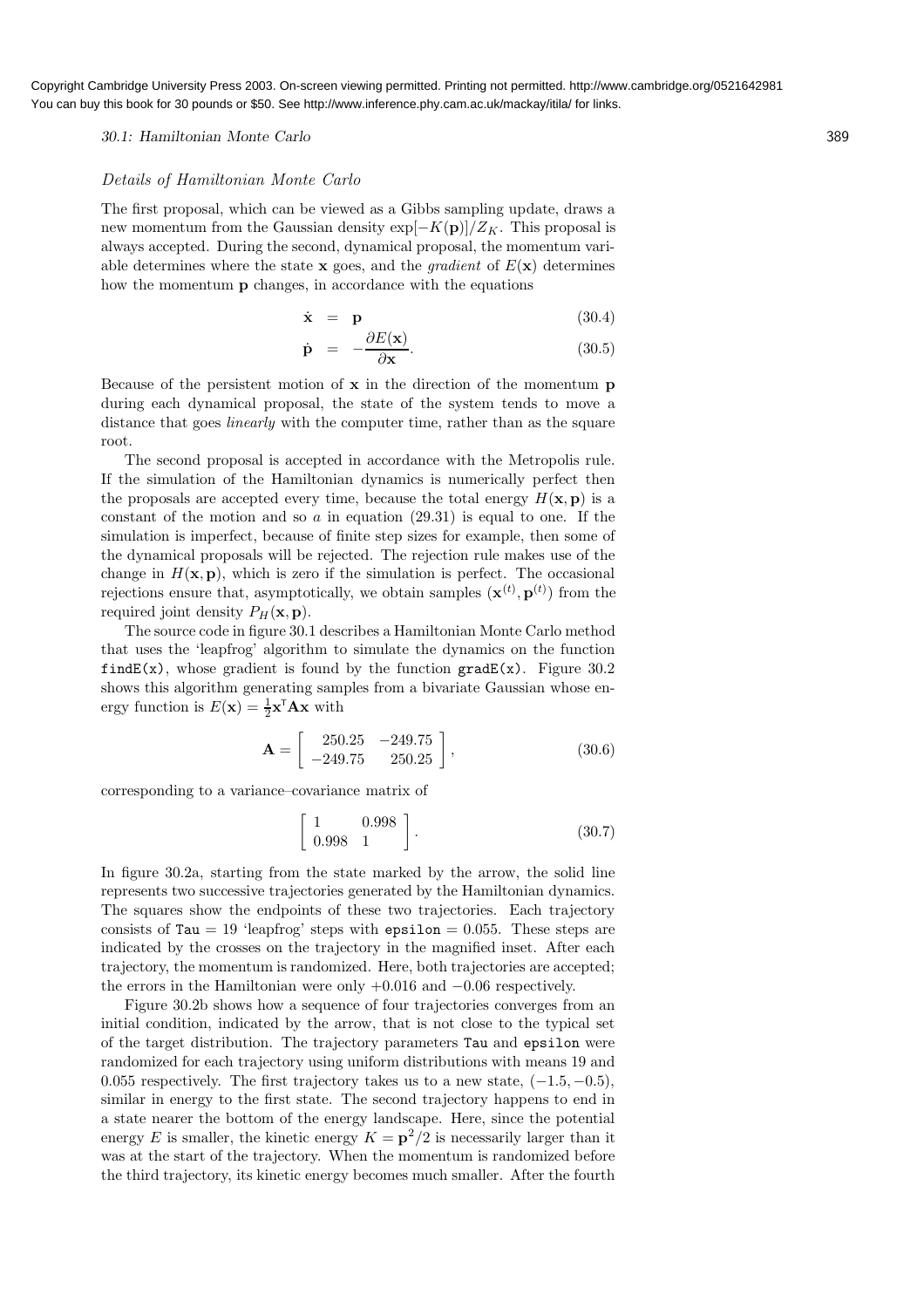*Details of Hamiltonian Monte Carlo*

The first proposal, which can be viewed as a Gibbs sampling update, draws a new momentum from the Gaussian density $\exp[-K(\mathbf{p})]/Z_K$. This proposal is always accepted. During the second, dynamical proposal, the momentum variable determines where the state $\mathbf{x}$ goes, and the *gradient* of $E(\mathbf{x})$ determines how the momentum $\mathbf{p}$ changes, in accordance with the equations

$$\dot{\mathbf{x}} = \mathbf{p} \tag{30.4}$$

$$\dot{\mathbf{p}} = -\frac{\partial E(\mathbf{x})}{\partial \mathbf{x}}. \tag{30.5}$$

Because of the persistent motion of $\mathbf{x}$ in the direction of the momentum $\mathbf{p}$ during each dynamical proposal, the state of the system tends to move a distance that goes *linearly* with the computer time, rather than as the square root.

The second proposal is accepted in accordance with the Metropolis rule. If the simulation of the Hamiltonian dynamics is numerically perfect then the proposals are accepted every time, because the total energy $H(\mathbf{x}, \mathbf{p})$ is a constant of the motion and so $a$ in equation (29.31) is equal to one. If the simulation is imperfect, because of finite step sizes for example, then some of the dynamical proposals will be rejected. The rejection rule makes use of the change in $H(\mathbf{x}, \mathbf{p})$, which is zero if the simulation is perfect. The occasional rejections ensure that, asymptotically, we obtain samples $(\mathbf{x}^{(t)}, \mathbf{p}^{(t)})$ from the required joint density $P_H(\mathbf{x}, \mathbf{p})$.

The source code in figure 30.1 describes a Hamiltonian Monte Carlo method that uses the 'leapfrog' algorithm to simulate the dynamics on the function `findE(x)`, whose gradient is found by the function `gradE(x)`. Figure 30.2 shows this algorithm generating samples from a bivariate Gaussian whose energy function is $E(\mathbf{x}) = \frac{1}{2}\mathbf{x}^{\mathsf{T}}\mathbf{A}\mathbf{x}$ with

$$\mathbf{A} = \begin{bmatrix} 250.25 & -249.75 \\ -249.75 & 250.25 \end{bmatrix}, \tag{30.6}$$

corresponding to a variance–covariance matrix of

$$\begin{bmatrix} 1 & 0.998 \\ 0.998 & 1 \end{bmatrix}. \tag{30.7}$$

In figure 30.2a, starting from the state marked by the arrow, the solid line represents two successive trajectories generated by the Hamiltonian dynamics. The squares show the endpoints of these two trajectories. Each trajectory consists of `Tau` $= 19$ 'leapfrog' steps with `epsilon` $= 0.055$. These steps are indicated by the crosses on the trajectory in the magnified inset. After each trajectory, the momentum is randomized. Here, both trajectories are accepted; the errors in the Hamiltonian were only $+0.016$ and $-0.06$ respectively.

Figure 30.2b shows how a sequence of four trajectories converges from an initial condition, indicated by the arrow, that is not close to the typical set of the target distribution. The trajectory parameters `Tau` and `epsilon` were randomized for each trajectory using uniform distributions with means 19 and 0.055 respectively. The first trajectory takes us to a new state, $(-1.5, -0.5)$, similar in energy to the first state. The second trajectory happens to end in a state nearer the bottom of the energy landscape. Here, since the potential energy $E$ is smaller, the kinetic energy $K = \mathbf{p}^2/2$ is necessarily larger than it was at the start of the trajectory. When the momentum is randomized before the third trajectory, its kinetic energy becomes much smaller. After the fourth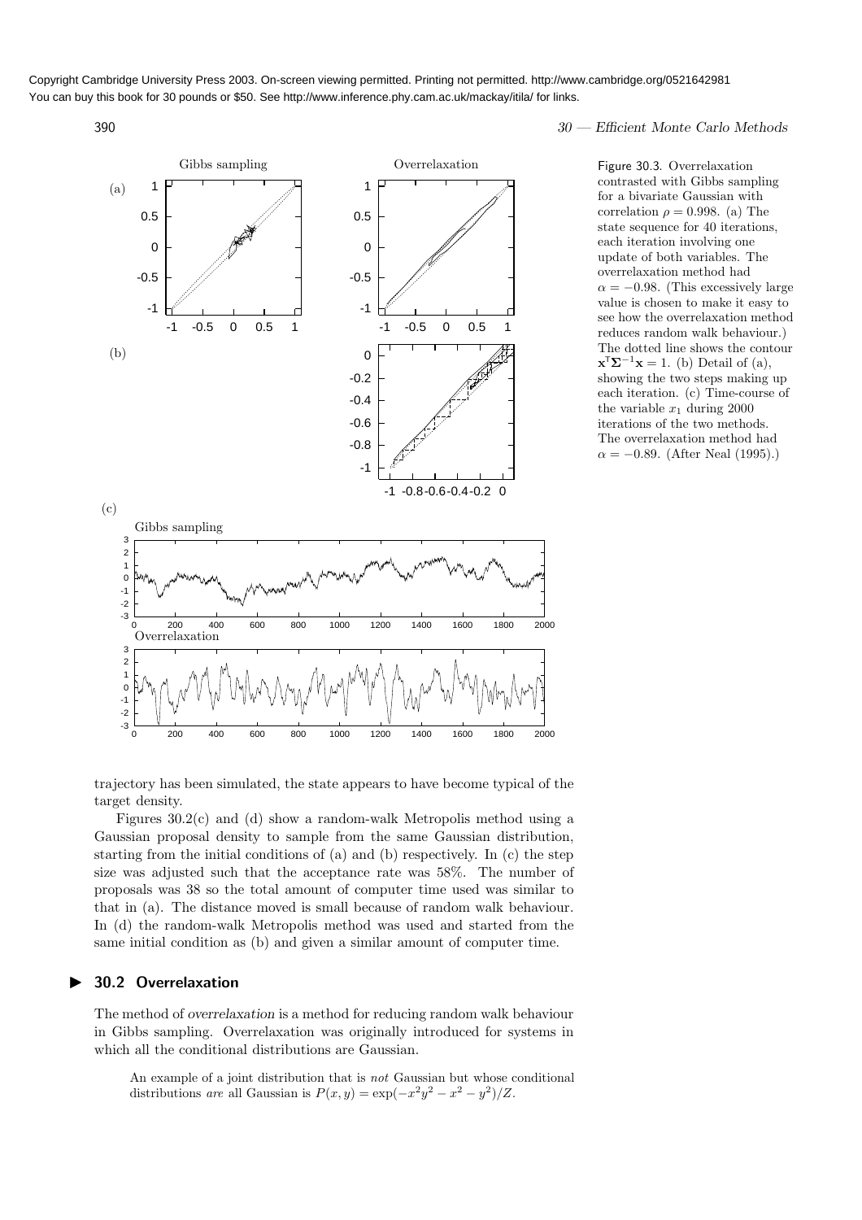Figure 30.3. Overrelaxation contrasted with Gibbs sampling for a bivariate Gaussian with correlation $\rho = 0.998$. (a) The state sequence for 40 iterations, each iteration involving one update of both variables. The overrelaxation method had $\alpha = -0.98$. (This excessively large value is chosen to make it easy to see how the overrelaxation method reduces random walk behaviour.) The dotted line shows the contour $\mathbf{x}^{\mathsf{T}}\mathbf{\Sigma}^{-1}\mathbf{x} = 1$. (b) Detail of (a), showing the two steps making up each iteration. (c) Time-course of the variable $x_1$ during 2000 iterations of the two methods. The overrelaxation method had $\alpha = -0.89$. (After Neal (1995).)

trajectory has been simulated, the state appears to have become typical of the target density.

Figures 30.2(c) and (d) show a random-walk Metropolis method using a Gaussian proposal density to sample from the same Gaussian distribution, starting from the initial conditions of (a) and (b) respectively. In (c) the step size was adjusted such that the acceptance rate was 58%. The number of proposals was 38 so the total amount of computer time used was similar to that in (a). The distance moved is small because of random walk behaviour. In (d) the random-walk Metropolis method was used and started from the same initial condition as (b) and given a similar amount of computer time.

## 30.2 Overrelaxation

The method of *overrelaxation* is a method for reducing random walk behaviour in Gibbs sampling. Overrelaxation was originally introduced for systems in which all the conditional distributions are Gaussian.

An example of a joint distribution that is *not* Gaussian but whose conditional distributions *are* all Gaussian is $P(x, y) = \exp(-x^2y^2 - x^2 - y^2)/Z$.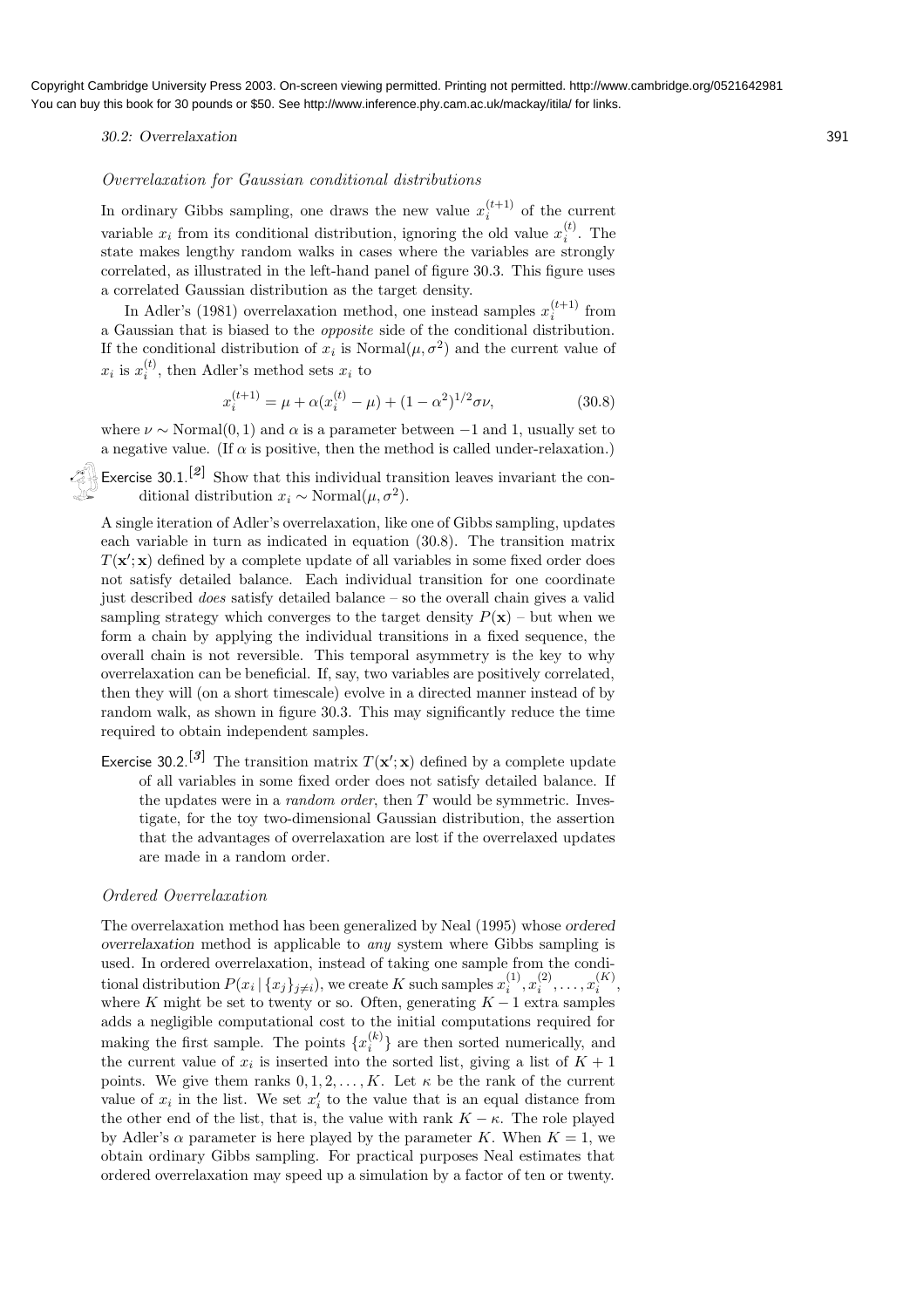*Overrelaxation for Gaussian conditional distributions*

In ordinary Gibbs sampling, one draws the new value $x_i^{(t+1)}$ of the current variable $x_i$ from its conditional distribution, ignoring the old value $x_i^{(t)}$. The state makes lengthy random walks in cases where the variables are strongly correlated, as illustrated in the left-hand panel of figure 30.3. This figure uses a correlated Gaussian distribution as the target density.

In Adler's (1981) overrelaxation method, one instead samples $x_i^{(t+1)}$ from a Gaussian that is biased to the *opposite* side of the conditional distribution. If the conditional distribution of $x_i$ is Normal$(\mu, \sigma^2)$ and the current value of $x_i$ is $x_i^{(t)}$, then Adler's method sets $x_i$ to

$$x_i^{(t+1)} = \mu + \alpha(x_i^{(t)} - \mu) + (1 - \alpha^2)^{1/2}\sigma\nu, \tag{30.8}$$

where $\nu \sim$ Normal$(0, 1)$ and $\alpha$ is a parameter between $-1$ and 1, usually set to a negative value. (If $\alpha$ is positive, then the method is called under-relaxation.)

Exercise 30.1.[2] Show that this individual transition leaves invariant the conditional distribution $x_i \sim$ Normal$(\mu, \sigma^2)$.

A single iteration of Adler's overrelaxation, like one of Gibbs sampling, updates each variable in turn as indicated in equation (30.8). The transition matrix $T(\mathbf{x}'; \mathbf{x})$ defined by a complete update of all variables in some fixed order does not satisfy detailed balance. Each individual transition for one coordinate just described *does* satisfy detailed balance – so the overall chain gives a valid sampling strategy which converges to the target density $P(\mathbf{x})$ – but when we form a chain by applying the individual transitions in a fixed sequence, the overall chain is not reversible. This temporal asymmetry is the key to why overrelaxation can be beneficial. If, say, two variables are positively correlated, then they will (on a short timescale) evolve in a directed manner instead of by random walk, as shown in figure 30.3. This may significantly reduce the time required to obtain independent samples.

Exercise 30.2.[3] The transition matrix $T(\mathbf{x}'; \mathbf{x})$ defined by a complete update of all variables in some fixed order does not satisfy detailed balance. If the updates were in a *random order*, then $T$ would be symmetric. Investigate, for the toy two-dimensional Gaussian distribution, the assertion that the advantages of overrelaxation are lost if the overrelaxed updates are made in a random order.

*Ordered Overrelaxation*

The overrelaxation method has been generalized by Neal (1995) whose *ordered overrelaxation* method is applicable to *any* system where Gibbs sampling is used. In ordered overrelaxation, instead of taking one sample from the conditional distribution $P(x_i \mid \{x_j\}_{j \neq i})$, we create $K$ such samples $x_i^{(1)}, x_i^{(2)}, \ldots, x_i^{(K)}$, where $K$ might be set to twenty or so. Often, generating $K - 1$ extra samples adds a negligible computational cost to the initial computations required for making the first sample. The points $\{x_i^{(k)}\}$ are then sorted numerically, and the current value of $x_i$ is inserted into the sorted list, giving a list of $K + 1$ points. We give them ranks $0, 1, 2, \ldots, K$. Let $\kappa$ be the rank of the current value of $x_i$ in the list. We set $x_i'$ to the value that is an equal distance from the other end of the list, that is, the value with rank $K - \kappa$. The role played by Adler's $\alpha$ parameter is here played by the parameter $K$. When $K = 1$, we obtain ordinary Gibbs sampling. For practical purposes Neal estimates that ordered overrelaxation may speed up a simulation by a factor of ten or twenty.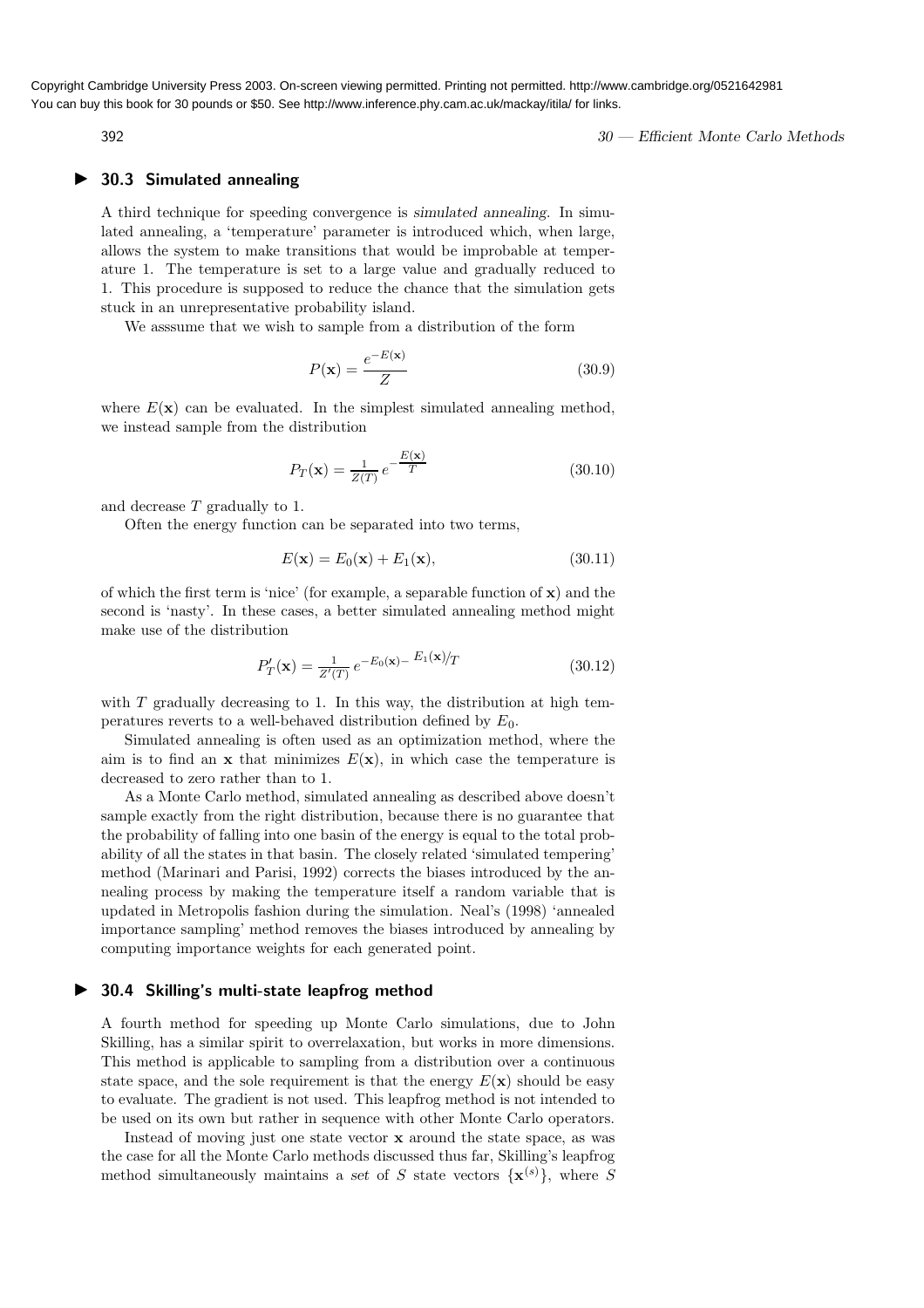## ▶ 30.3 Simulated annealing

A third technique for speeding convergence is *simulated annealing*. In simulated annealing, a 'temperature' parameter is introduced which, when large, allows the system to make transitions that would be improbable at temperature 1. The temperature is set to a large value and gradually reduced to 1. This procedure is supposed to reduce the chance that the simulation gets stuck in an unrepresentative probability island.

We asssume that we wish to sample from a distribution of the form

$$P(\mathbf{x}) = \frac{e^{-E(\mathbf{x})}}{Z} \tag{30.9}$$

where $E(\mathbf{x})$ can be evaluated. In the simplest simulated annealing method, we instead sample from the distribution

$$P_T(\mathbf{x}) = \frac{1}{Z(T)} e^{-\frac{E(\mathbf{x})}{T}} \tag{30.10}$$

and decrease $T$ gradually to 1.

Often the energy function can be separated into two terms,

$$E(\mathbf{x}) = E_0(\mathbf{x}) + E_1(\mathbf{x}), \tag{30.11}$$

of which the first term is 'nice' (for example, a separable function of $\mathbf{x}$) and the second is 'nasty'. In these cases, a better simulated annealing method might make use of the distribution

$$P'_T(\mathbf{x}) = \frac{1}{Z'(T)} e^{-E_0(\mathbf{x}) - E_1(\mathbf{x})/T} \tag{30.12}$$

with $T$ gradually decreasing to 1. In this way, the distribution at high temperatures reverts to a well-behaved distribution defined by $E_0$.

Simulated annealing is often used as an optimization method, where the aim is to find an $\mathbf{x}$ that minimizes $E(\mathbf{x})$, in which case the temperature is decreased to zero rather than to 1.

As a Monte Carlo method, simulated annealing as described above doesn't sample exactly from the right distribution, because there is no guarantee that the probability of falling into one basin of the energy is equal to the total probability of all the states in that basin. The closely related 'simulated tempering' method (Marinari and Parisi, 1992) corrects the biases introduced by the annealing process by making the temperature itself a random variable that is updated in Metropolis fashion during the simulation. Neal's (1998) 'annealed importance sampling' method removes the biases introduced by annealing by computing importance weights for each generated point.

## ▶ 30.4 Skilling's multi-state leapfrog method

A fourth method for speeding up Monte Carlo simulations, due to John Skilling, has a similar spirit to overrelaxation, but works in more dimensions. This method is applicable to sampling from a distribution over a continuous state space, and the sole requirement is that the energy $E(\mathbf{x})$ should be easy to evaluate. The gradient is not used. This leapfrog method is not intended to be used on its own but rather in sequence with other Monte Carlo operators.

Instead of moving just one state vector $\mathbf{x}$ around the state space, as was the case for all the Monte Carlo methods discussed thus far, Skilling's leapfrog method simultaneously maintains a *set* of $S$ state vectors $\{\mathbf{x}^{(s)}\}$, where $S$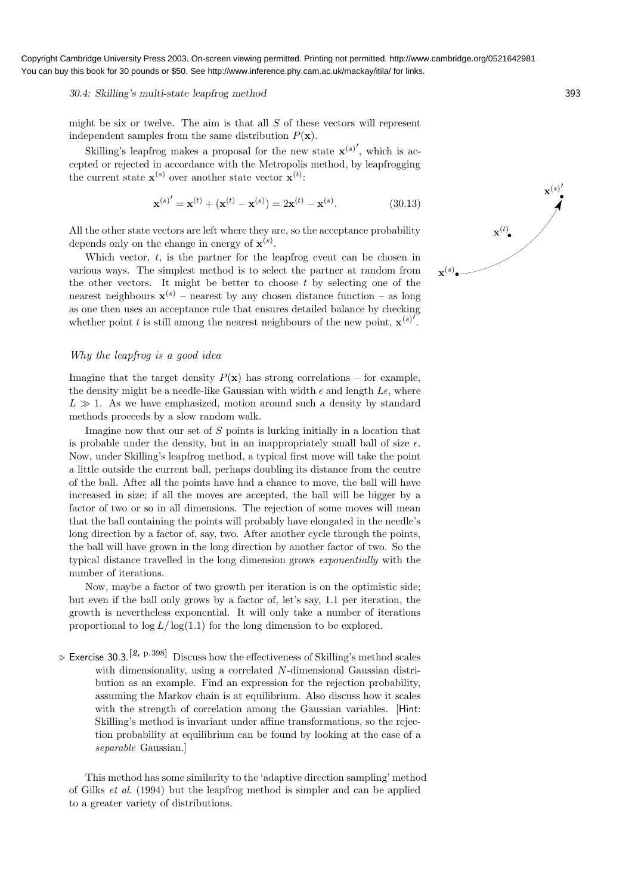might be six or twelve. The aim is that all $S$ of these vectors will represent independent samples from the same distribution $P(\mathbf{x})$.

Skilling's leapfrog makes a proposal for the new state $\mathbf{x}^{(s)\prime}$, which is accepted or rejected in accordance with the Metropolis method, by leapfrogging the current state $\mathbf{x}^{(s)}$ over another state vector $\mathbf{x}^{(t)}$:

$$\mathbf{x}^{(s)\prime} = \mathbf{x}^{(t)} + (\mathbf{x}^{(t)} - \mathbf{x}^{(s)}) = 2\mathbf{x}^{(t)} - \mathbf{x}^{(s)}. \tag{30.13}$$

$\mathbf{x}^{(s)\prime}$

$\mathbf{x}^{(t)}$

$\mathbf{x}^{(s)}$

All the other state vectors are left where they are, so the acceptance probability depends only on the change in energy of $\mathbf{x}^{(s)}$.

Which vector, $t$, is the partner for the leapfrog event can be chosen in various ways. The simplest method is to select the partner at random from the other vectors. It might be better to choose $t$ by selecting one of the nearest neighbours $\mathbf{x}^{(s)}$ – nearest by any chosen distance function – as long as one then uses an acceptance rule that ensures detailed balance by checking whether point $t$ is still among the nearest neighbours of the new point, $\mathbf{x}^{(s)\prime}$.

### *Why the leapfrog is a good idea*

Imagine that the target density $P(\mathbf{x})$ has strong correlations – for example, the density might be a needle-like Gaussian with width $\epsilon$ and length $L\epsilon$, where $L \gg 1$. As we have emphasized, motion around such a density by standard methods proceeds by a slow random walk.

Imagine now that our set of $S$ points is lurking initially in a location that is probable under the density, but in an inappropriately small ball of size $\epsilon$. Now, under Skilling's leapfrog method, a typical first move will take the point a little outside the current ball, perhaps doubling its distance from the centre of the ball. After all the points have had a chance to move, the ball will have increased in size; if all the moves are accepted, the ball will be bigger by a factor of two or so in all dimensions. The rejection of some moves will mean that the ball containing the points will probably have elongated in the needle's long direction by a factor of, say, two. After another cycle through the points, the ball will have grown in the long direction by another factor of two. So the typical distance travelled in the long dimension grows *exponentially* with the number of iterations.

Now, maybe a factor of two growth per iteration is on the optimistic side; but even if the ball only grows by a factor of, let's say, 1.1 per iteration, the growth is nevertheless exponential. It will only take a number of iterations proportional to $\log L/\log(1.1)$ for the long dimension to be explored.

▷ Exercise 30.3.[*2*, p.398] Discuss how the effectiveness of Skilling's method scales with dimensionality, using a correlated $N$-dimensional Gaussian distribution as an example. Find an expression for the rejection probability, assuming the Markov chain is at equilibrium. Also discuss how it scales with the strength of correlation among the Gaussian variables. [Hint: Skilling's method is invariant under affine transformations, so the rejection probability at equilibrium can be found by looking at the case of a *separable* Gaussian.]

This method has some similarity to the 'adaptive direction sampling' method of Gilks *et al.* (1994) but the leapfrog method is simpler and can be applied to a greater variety of distributions.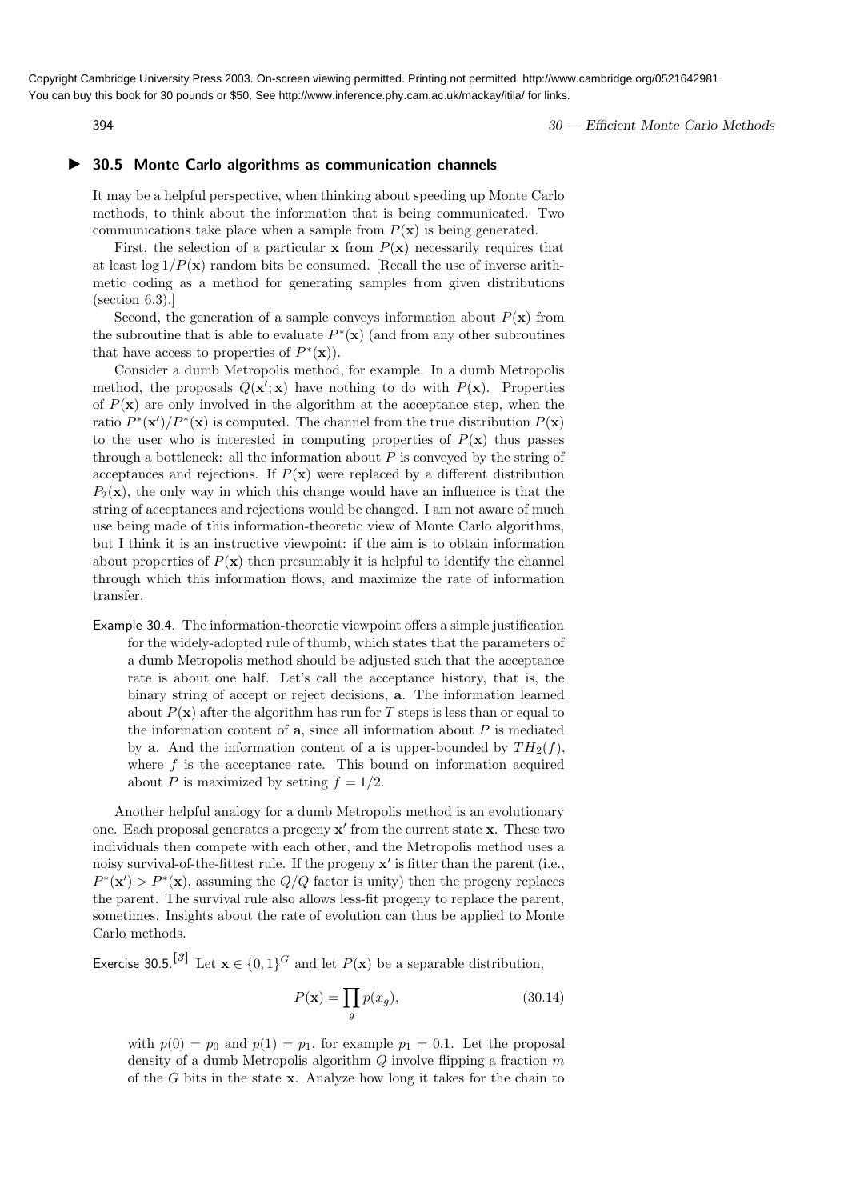## ▶ 30.5 Monte Carlo algorithms as communication channels

It may be a helpful perspective, when thinking about speeding up Monte Carlo methods, to think about the information that is being communicated. Two communications take place when a sample from $P(\mathbf{x})$ is being generated.

First, the selection of a particular $\mathbf{x}$ from $P(\mathbf{x})$ necessarily requires that at least $\log 1/P(\mathbf{x})$ random bits be consumed. [Recall the use of inverse arithmetic coding as a method for generating samples from given distributions (section 6.3).]

Second, the generation of a sample conveys information about $P(\mathbf{x})$ from the subroutine that is able to evaluate $P^*(\mathbf{x})$ (and from any other subroutines that have access to properties of $P^*(\mathbf{x})$).

Consider a dumb Metropolis method, for example. In a dumb Metropolis method, the proposals $Q(\mathbf{x}'; \mathbf{x})$ have nothing to do with $P(\mathbf{x})$. Properties of $P(\mathbf{x})$ are only involved in the algorithm at the acceptance step, when the ratio $P^*(\mathbf{x}')/P^*(\mathbf{x})$ is computed. The channel from the true distribution $P(\mathbf{x})$ to the user who is interested in computing properties of $P(\mathbf{x})$ thus passes through a bottleneck: all the information about $P$ is conveyed by the string of acceptances and rejections. If $P(\mathbf{x})$ were replaced by a different distribution $P_2(\mathbf{x})$, the only way in which this change would have an influence is that the string of acceptances and rejections would be changed. I am not aware of much use being made of this information-theoretic view of Monte Carlo algorithms, but I think it is an instructive viewpoint: if the aim is to obtain information about properties of $P(\mathbf{x})$ then presumably it is helpful to identify the channel through which this information flows, and maximize the rate of information transfer.

Example 30.4. The information-theoretic viewpoint offers a simple justification for the widely-adopted rule of thumb, which states that the parameters of a dumb Metropolis method should be adjusted such that the acceptance rate is about one half. Let's call the acceptance history, that is, the binary string of accept or reject decisions, $\mathbf{a}$. The information learned about $P(\mathbf{x})$ after the algorithm has run for $T$ steps is less than or equal to the information content of $\mathbf{a}$, since all information about $P$ is mediated by $\mathbf{a}$. And the information content of $\mathbf{a}$ is upper-bounded by $TH_2(f)$, where $f$ is the acceptance rate. This bound on information acquired about $P$ is maximized by setting $f = 1/2$.

Another helpful analogy for a dumb Metropolis method is an evolutionary one. Each proposal generates a progeny $\mathbf{x}'$ from the current state $\mathbf{x}$. These two individuals then compete with each other, and the Metropolis method uses a noisy survival-of-the-fittest rule. If the progeny $\mathbf{x}'$ is fitter than the parent (i.e., $P^*(\mathbf{x}') > P^*(\mathbf{x})$, assuming the $Q/Q$ factor is unity) then the progeny replaces the parent. The survival rule also allows less-fit progeny to replace the parent, sometimes. Insights about the rate of evolution can thus be applied to Monte Carlo methods.

Exercise 30.5.[3] Let $\mathbf{x} \in \{0, 1\}^G$ and let $P(\mathbf{x})$ be a separable distribution,

$$P(\mathbf{x}) = \prod_g p(x_g), \tag{30.14}$$

with $p(0) = p_0$ and $p(1) = p_1$, for example $p_1 = 0.1$. Let the proposal density of a dumb Metropolis algorithm $Q$ involve flipping a fraction $m$ of the $G$ bits in the state $\mathbf{x}$. Analyze how long it takes for the chain to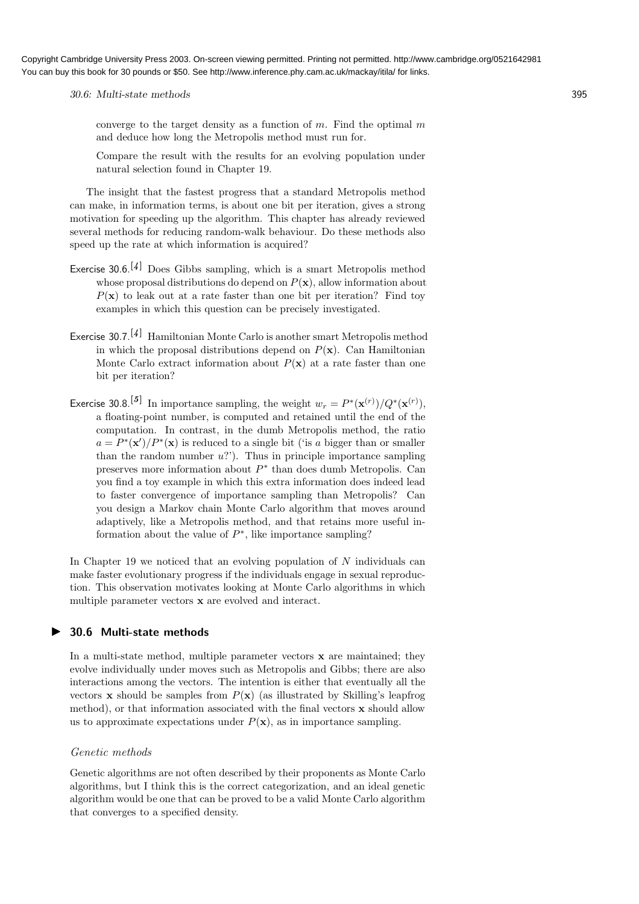converge to the target density as a function of $m$. Find the optimal $m$ and deduce how long the Metropolis method must run for.

Compare the result with the results for an evolving population under natural selection found in Chapter 19.

The insight that the fastest progress that a standard Metropolis method can make, in information terms, is about one bit per iteration, gives a strong motivation for speeding up the algorithm. This chapter has already reviewed several methods for reducing random-walk behaviour. Do these methods also speed up the rate at which information is acquired?

Exercise 30.6.[4] Does Gibbs sampling, which is a smart Metropolis method whose proposal distributions do depend on $P(\mathbf{x})$, allow information about $P(\mathbf{x})$ to leak out at a rate faster than one bit per iteration? Find toy examples in which this question can be precisely investigated.

Exercise 30.7.[4] Hamiltonian Monte Carlo is another smart Metropolis method in which the proposal distributions depend on $P(\mathbf{x})$. Can Hamiltonian Monte Carlo extract information about $P(\mathbf{x})$ at a rate faster than one bit per iteration?

Exercise 30.8.[5] In importance sampling, the weight $w_r = P^*(\mathbf{x}^{(r)})/Q^*(\mathbf{x}^{(r)})$, a floating-point number, is computed and retained until the end of the computation. In contrast, in the dumb Metropolis method, the ratio $a = P^*(\mathbf{x}')/P^*(\mathbf{x})$ is reduced to a single bit ('is $a$ bigger than or smaller than the random number $u$?'). Thus in principle importance sampling preserves more information about $P^*$ than does dumb Metropolis. Can you find a toy example in which this extra information does indeed lead to faster convergence of importance sampling than Metropolis? Can you design a Markov chain Monte Carlo algorithm that moves around adaptively, like a Metropolis method, and that retains more useful information about the value of $P^*$, like importance sampling?

In Chapter 19 we noticed that an evolving population of $N$ individuals can make faster evolutionary progress if the individuals engage in sexual reproduction. This observation motivates looking at Monte Carlo algorithms in which multiple parameter vectors $\mathbf{x}$ are evolved and interact.

## 30.6 Multi-state methods

In a multi-state method, multiple parameter vectors $\mathbf{x}$ are maintained; they evolve individually under moves such as Metropolis and Gibbs; there are also interactions among the vectors. The intention is either that eventually all the vectors $\mathbf{x}$ should be samples from $P(\mathbf{x})$ (as illustrated by Skilling's leapfrog method), or that information associated with the final vectors $\mathbf{x}$ should allow us to approximate expectations under $P(\mathbf{x})$, as in importance sampling.

### *Genetic methods*

Genetic algorithms are not often described by their proponents as Monte Carlo algorithms, but I think this is the correct categorization, and an ideal genetic algorithm would be one that can be proved to be a valid Monte Carlo algorithm that converges to a specified density.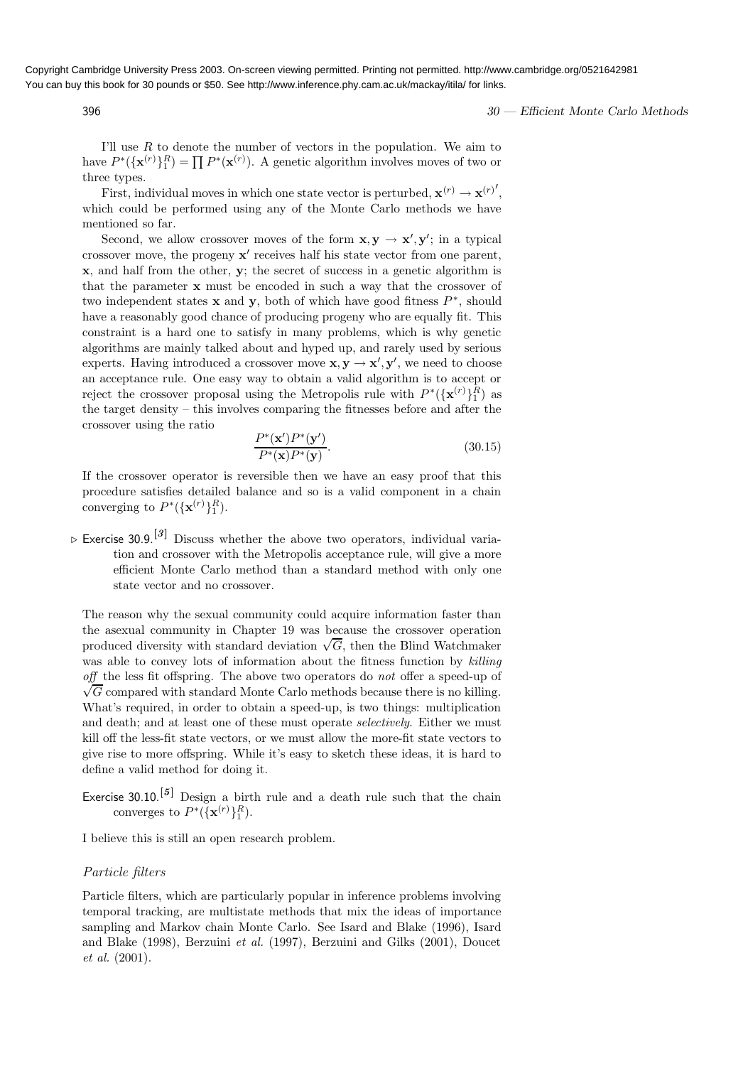I'll use $R$ to denote the number of vectors in the population. We aim to have $P^*(\{\mathbf{x}^{(r)}\}_1^R) = \prod P^*(\mathbf{x}^{(r)})$. A genetic algorithm involves moves of two or three types.

First, individual moves in which one state vector is perturbed, $\mathbf{x}^{(r)} \rightarrow \mathbf{x}^{(r)\prime}$, which could be performed using any of the Monte Carlo methods we have mentioned so far.

Second, we allow crossover moves of the form $\mathbf{x}, \mathbf{y} \rightarrow \mathbf{x}', \mathbf{y}'$; in a typical crossover move, the progeny $\mathbf{x}'$ receives half his state vector from one parent, $\mathbf{x}$, and half from the other, $\mathbf{y}$; the secret of success in a genetic algorithm is that the parameter $\mathbf{x}$ must be encoded in such a way that the crossover of two independent states $\mathbf{x}$ and $\mathbf{y}$, both of which have good fitness $P^*$, should have a reasonably good chance of producing progeny who are equally fit. This constraint is a hard one to satisfy in many problems, which is why genetic algorithms are mainly talked about and hyped up, and rarely used by serious experts. Having introduced a crossover move $\mathbf{x}, \mathbf{y} \rightarrow \mathbf{x}', \mathbf{y}'$, we need to choose an acceptance rule. One easy way to obtain a valid algorithm is to accept or reject the crossover proposal using the Metropolis rule with $P^*(\{\mathbf{x}^{(r)}\}_1^R)$ as the target density – this involves comparing the fitnesses before and after the crossover using the ratio

$$\frac{P^*(\mathbf{x}')P^*(\mathbf{y}')}{P^*(\mathbf{x})P^*(\mathbf{y})}. \tag{30.15}$$

If the crossover operator is reversible then we have an easy proof that this procedure satisfies detailed balance and so is a valid component in a chain converging to $P^*(\{\mathbf{x}^{(r)}\}_1^R)$.

▷ Exercise 30.9.[3] Discuss whether the above two operators, individual variation and crossover with the Metropolis acceptance rule, will give a more efficient Monte Carlo method than a standard method with only one state vector and no crossover.

The reason why the sexual community could acquire information faster than the asexual community in Chapter 19 was because the crossover operation produced diversity with standard deviation $\sqrt{G}$, then the Blind Watchmaker was able to convey lots of information about the fitness function by *killing off* the less fit offspring. The above two operators do *not* offer a speed-up of $\sqrt{G}$ compared with standard Monte Carlo methods because there is no killing. What's required, in order to obtain a speed-up, is two things: multiplication and death; and at least one of these must operate *selectively*. Either we must kill off the less-fit state vectors, or we must allow the more-fit state vectors to give rise to more offspring. While it's easy to sketch these ideas, it is hard to define a valid method for doing it.

Exercise 30.10.[5] Design a birth rule and a death rule such that the chain converges to $P^*(\{\mathbf{x}^{(r)}\}_1^R)$.

I believe this is still an open research problem.

### *Particle filters*

Particle filters, which are particularly popular in inference problems involving temporal tracking, are multistate methods that mix the ideas of importance sampling and Markov chain Monte Carlo. See Isard and Blake (1996), Isard and Blake (1998), Berzuini *et al.* (1997), Berzuini and Gilks (2001), Doucet *et al.* (2001).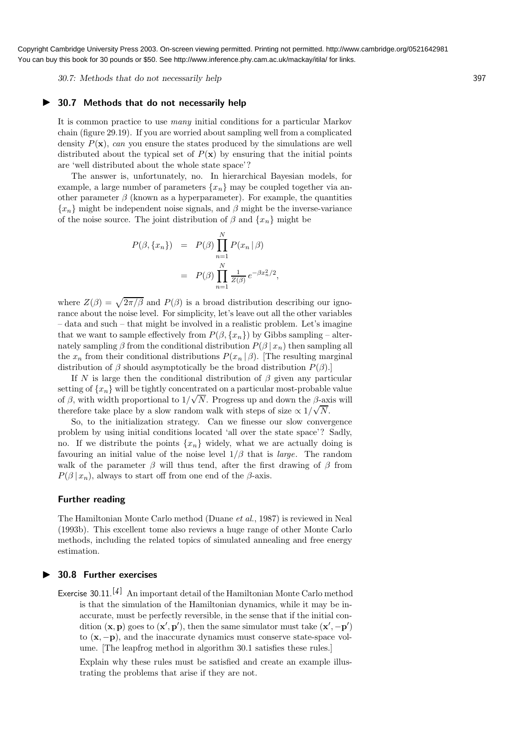## ▶ 30.7 Methods that do not necessarily help

It is common practice to use *many* initial conditions for a particular Markov chain (figure 29.19). If you are worried about sampling well from a complicated density $P(\mathbf{x})$, *can* you ensure the states produced by the simulations are well distributed about the typical set of $P(\mathbf{x})$ by ensuring that the initial points are 'well distributed about the whole state space'?

The answer is, unfortunately, no. In hierarchical Bayesian models, for example, a large number of parameters $\{x_n\}$ may be coupled together via another parameter $\beta$ (known as a hyperparameter). For example, the quantities $\{x_n\}$ might be independent noise signals, and $\beta$ might be the inverse-variance of the noise source. The joint distribution of $\beta$ and $\{x_n\}$ might be

$$
\begin{aligned}
P(\beta, \{x_n\}) &= P(\beta) \prod_{n=1}^{N} P(x_n \,|\, \beta) \\
&= P(\beta) \prod_{n=1}^{N} \frac{1}{Z(\beta)} e^{-\beta x_n^2/2},
\end{aligned}
$$

where $Z(\beta) = \sqrt{2\pi/\beta}$ and $P(\beta)$ is a broad distribution describing our ignorance about the noise level. For simplicity, let's leave out all the other variables – data and such – that might be involved in a realistic problem. Let's imagine that we want to sample effectively from $P(\beta, \{x_n\})$ by Gibbs sampling – alternately sampling $\beta$ from the conditional distribution $P(\beta \,|\, x_n)$ then sampling all the $x_n$ from their conditional distributions $P(x_n \,|\, \beta)$. [The resulting marginal distribution of $\beta$ should asymptotically be the broad distribution $P(\beta)$.]

If $N$ is large then the conditional distribution of $\beta$ given any particular setting of $\{x_n\}$ will be tightly concentrated on a particular most-probable value of $\beta$, with width proportional to $1/\sqrt{N}$. Progress up and down the $\beta$-axis will therefore take place by a slow random walk with steps of size $\propto 1/\sqrt{N}$.

So, to the initialization strategy. Can we finesse our slow convergence problem by using initial conditions located 'all over the state space'? Sadly, no. If we distribute the points $\{x_n\}$ widely, what we are actually doing is favouring an initial value of the noise level $1/\beta$ that is *large*. The random walk of the parameter $\beta$ will thus tend, after the first drawing of $\beta$ from $P(\beta \,|\, x_n)$, always to start off from one end of the $\beta$-axis.

### Further reading

The Hamiltonian Monte Carlo method (Duane *et al.*, 1987) is reviewed in Neal (1993b). This excellent tome also reviews a huge range of other Monte Carlo methods, including the related topics of simulated annealing and free energy estimation.

## ▶ 30.8 Further exercises

**Exercise 30.11.**[4] An important detail of the Hamiltonian Monte Carlo method is that the simulation of the Hamiltonian dynamics, while it may be inaccurate, must be perfectly reversible, in the sense that if the initial condition $(\mathbf{x}, \mathbf{p})$ goes to $(\mathbf{x}', \mathbf{p}')$, then the same simulator must take $(\mathbf{x}', -\mathbf{p}')$ to $(\mathbf{x}, -\mathbf{p})$, and the inaccurate dynamics must conserve state-space volume. [The leapfrog method in algorithm 30.1 satisfies these rules.]

Explain why these rules must be satisfied and create an example illustrating the problems that arise if they are not.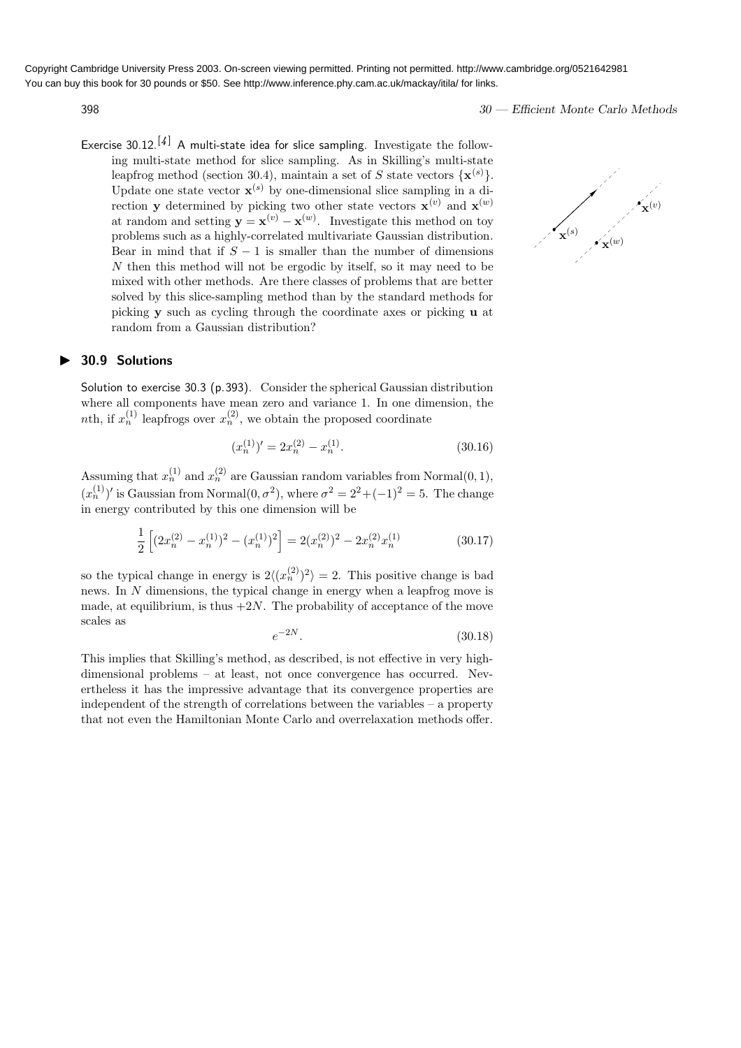Exercise 30.12.[4] A multi-state idea for slice sampling. Investigate the following multi-state method for slice sampling. As in Skilling's multi-state leapfrog method (section 30.4), maintain a set of $S$ state vectors $\{\mathbf{x}^{(s)}\}$. Update one state vector $\mathbf{x}^{(s)}$ by one-dimensional slice sampling in a direction $\mathbf{y}$ determined by picking two other state vectors $\mathbf{x}^{(v)}$ and $\mathbf{x}^{(w)}$ at random and setting $\mathbf{y} = \mathbf{x}^{(v)} - \mathbf{x}^{(w)}$. Investigate this method on toy problems such as a highly-correlated multivariate Gaussian distribution. Bear in mind that if $S - 1$ is smaller than the number of dimensions $N$ then this method will not be ergodic by itself, so it may need to be mixed with other methods. Are there classes of problems that are better solved by this slice-sampling method than by the standard methods for picking $\mathbf{y}$ such as cycling through the coordinate axes or picking $\mathbf{u}$ at random from a Gaussian distribution?

## 30.9 Solutions

Solution to exercise 30.3 (p.393). Consider the spherical Gaussian distribution where all components have mean zero and variance 1. In one dimension, the $n$th, if $x_n^{(1)}$ leapfrogs over $x_n^{(2)}$, we obtain the proposed coordinate

$$(x_n^{(1)})' = 2x_n^{(2)} - x_n^{(1)}. \tag{30.16}$$

Assuming that $x_n^{(1)}$ and $x_n^{(2)}$ are Gaussian random variables from Normal$(0, 1)$, $(x_n^{(1)})'$ is Gaussian from Normal$(0, \sigma^2)$, where $\sigma^2 = 2^2 + (-1)^2 = 5$. The change in energy contributed by this one dimension will be

$$\frac{1}{2}\left[(2x_n^{(2)} - x_n^{(1)})^2 - (x_n^{(1)})^2\right] = 2(x_n^{(2)})^2 - 2x_n^{(2)}x_n^{(1)} \tag{30.17}$$

so the typical change in energy is $2\langle(x_n^{(2)})^2\rangle = 2$. This positive change is bad news. In $N$ dimensions, the typical change in energy when a leapfrog move is made, at equilibrium, is thus $+2N$. The probability of acceptance of the move scales as

$$e^{-2N}. \tag{30.18}$$

This implies that Skilling's method, as described, is not effective in very high-dimensional problems – at least, not once convergence has occurred. Nevertheless it has the impressive advantage that its convergence properties are independent of the strength of correlations between the variables – a property that not even the Hamiltonian Monte Carlo and overrelaxation methods offer.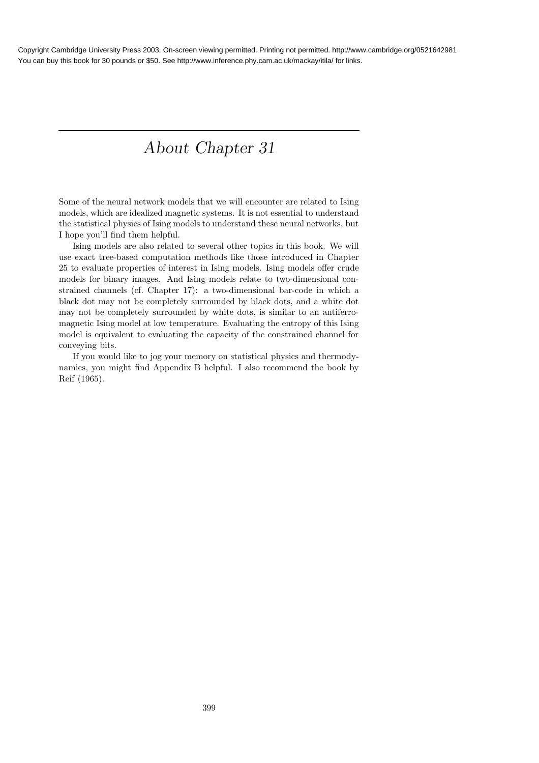# *About Chapter 31*

Some of the neural network models that we will encounter are related to Ising models, which are idealized magnetic systems. It is not essential to understand the statistical physics of Ising models to understand these neural networks, but I hope you'll find them helpful.

Ising models are also related to several other topics in this book. We will use exact tree-based computation methods like those introduced in Chapter 25 to evaluate properties of interest in Ising models. Ising models offer crude models for binary images. And Ising models relate to two-dimensional constrained channels (cf. Chapter 17): a two-dimensional bar-code in which a black dot may not be completely surrounded by black dots, and a white dot may not be completely surrounded by white dots, is similar to an antiferromagnetic Ising model at low temperature. Evaluating the entropy of this Ising model is equivalent to evaluating the capacity of the constrained channel for conveying bits.

If you would like to jog your memory on statistical physics and thermodynamics, you might find Appendix B helpful. I also recommend the book by Reif (1965).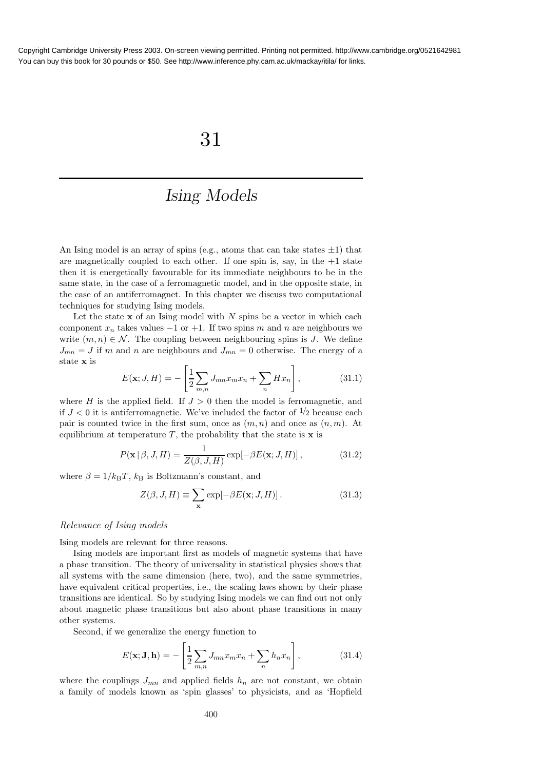# 31

## *Ising Models*

An Ising model is an array of spins (e.g., atoms that can take states $\pm 1$) that are magnetically coupled to each other. If one spin is, say, in the $+1$ state then it is energetically favourable for its immediate neighbours to be in the same state, in the case of a ferromagnetic model, and in the opposite state, in the case of an antiferromagnet. In this chapter we discuss two computational techniques for studying Ising models.

Let the state $\mathbf{x}$ of an Ising model with $N$ spins be a vector in which each component $x_n$ takes values $-1$ or $+1$. If two spins $m$ and $n$ are neighbours we write $(m, n) \in \mathcal{N}$. The coupling between neighbouring spins is $J$. We define $J_{mn} = J$ if $m$ and $n$ are neighbours and $J_{mn} = 0$ otherwise. The energy of a state $\mathbf{x}$ is

$$E(\mathbf{x}; J, H) = -\left[\frac{1}{2}\sum_{m,n} J_{mn} x_m x_n + \sum_n H x_n\right], \tag{31.1}$$

where $H$ is the applied field. If $J > 0$ then the model is ferromagnetic, and if $J < 0$ it is antiferromagnetic. We've included the factor of $1/2$ because each pair is counted twice in the first sum, once as $(m, n)$ and once as $(n, m)$. At equilibrium at temperature $T$, the probability that the state is $\mathbf{x}$ is

$$P(\mathbf{x} \mid \beta, J, H) = \frac{1}{Z(\beta, J, H)} \exp[-\beta E(\mathbf{x}; J, H)], \tag{31.2}$$

where $\beta = 1/k_{\mathrm{B}}T$, $k_{\mathrm{B}}$ is Boltzmann's constant, and

$$Z(\beta, J, H) \equiv \sum_{\mathbf{x}} \exp[-\beta E(\mathbf{x}; J, H)]. \tag{31.3}$$

### *Relevance of Ising models*

Ising models are relevant for three reasons.

Ising models are important first as models of magnetic systems that have a phase transition. The theory of universality in statistical physics shows that all systems with the same dimension (here, two), and the same symmetries, have equivalent critical properties, i.e., the scaling laws shown by their phase transitions are identical. So by studying Ising models we can find out not only about magnetic phase transitions but also about phase transitions in many other systems.

Second, if we generalize the energy function to

$$E(\mathbf{x}; \mathbf{J}, \mathbf{h}) = -\left[\frac{1}{2}\sum_{m,n} J_{mn} x_m x_n + \sum_n h_n x_n\right], \tag{31.4}$$

where the couplings $J_{mn}$ and applied fields $h_n$ are not constant, we obtain a family of models known as 'spin glasses' to physicists, and as 'Hopfield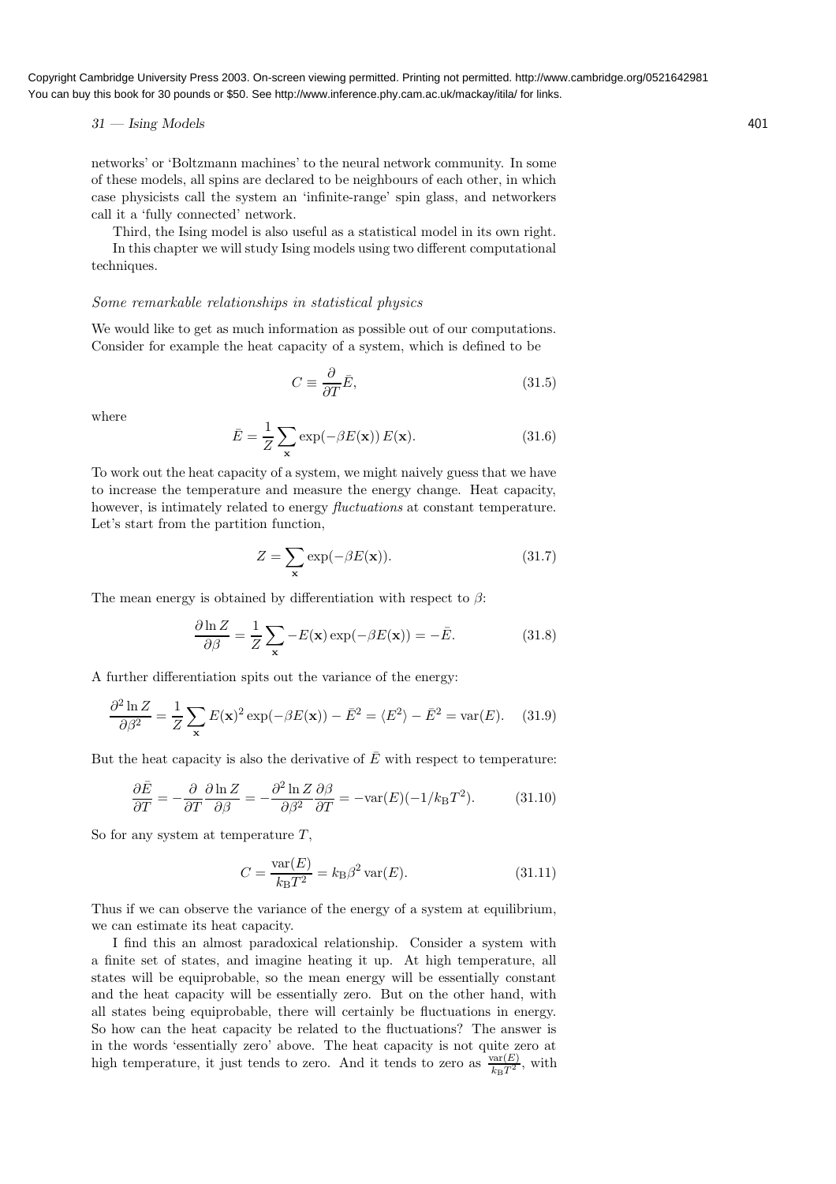networks' or 'Boltzmann machines' to the neural network community. In some of these models, all spins are declared to be neighbours of each other, in which case physicists call the system an 'infinite-range' spin glass, and networkers call it a 'fully connected' network.

Third, the Ising model is also useful as a statistical model in its own right.

In this chapter we will study Ising models using two different computational techniques.

### *Some remarkable relationships in statistical physics*

We would like to get as much information as possible out of our computations. Consider for example the heat capacity of a system, which is defined to be

$$C \equiv \frac{\partial}{\partial T} \bar{E}, \tag{31.5}$$

where

$$\bar{E} = \frac{1}{Z} \sum_{\mathbf{x}} \exp(-\beta E(\mathbf{x}))\, E(\mathbf{x}). \tag{31.6}$$

To work out the heat capacity of a system, we might naively guess that we have to increase the temperature and measure the energy change. Heat capacity, however, is intimately related to energy *fluctuations* at constant temperature. Let's start from the partition function,

$$Z = \sum_{\mathbf{x}} \exp(-\beta E(\mathbf{x})). \tag{31.7}$$

The mean energy is obtained by differentiation with respect to $\beta$:

$$\frac{\partial \ln Z}{\partial \beta} = \frac{1}{Z} \sum_{\mathbf{x}} -E(\mathbf{x}) \exp(-\beta E(\mathbf{x})) = -\bar{E}. \tag{31.8}$$

A further differentiation spits out the variance of the energy:

$$\frac{\partial^2 \ln Z}{\partial \beta^2} = \frac{1}{Z} \sum_{\mathbf{x}} E(\mathbf{x})^2 \exp(-\beta E(\mathbf{x})) - \bar{E}^2 = \langle E^2 \rangle - \bar{E}^2 = \mathrm{var}(E). \tag{31.9}$$

But the heat capacity is also the derivative of $\bar{E}$ with respect to temperature:

$$\frac{\partial \bar{E}}{\partial T} = -\frac{\partial}{\partial T} \frac{\partial \ln Z}{\partial \beta} = -\frac{\partial^2 \ln Z}{\partial \beta^2} \frac{\partial \beta}{\partial T} = -\mathrm{var}(E)(-1/k_{\mathrm{B}} T^2). \tag{31.10}$$

So for any system at temperature $T$,

$$C = \frac{\mathrm{var}(E)}{k_{\mathrm{B}} T^2} = k_{\mathrm{B}} \beta^2 \, \mathrm{var}(E). \tag{31.11}$$

Thus if we can observe the variance of the energy of a system at equilibrium, we can estimate its heat capacity.

I find this an almost paradoxical relationship. Consider a system with a finite set of states, and imagine heating it up. At high temperature, all states will be equiprobable, so the mean energy will be essentially constant and the heat capacity will be essentially zero. But on the other hand, with all states being equiprobable, there will certainly be fluctuations in energy. So how can the heat capacity be related to the fluctuations? The answer is in the words 'essentially zero' above. The heat capacity is not quite zero at high temperature, it just tends to zero. And it tends to zero as $\frac{\mathrm{var}(E)}{k_{\mathrm{B}} T^2}$, with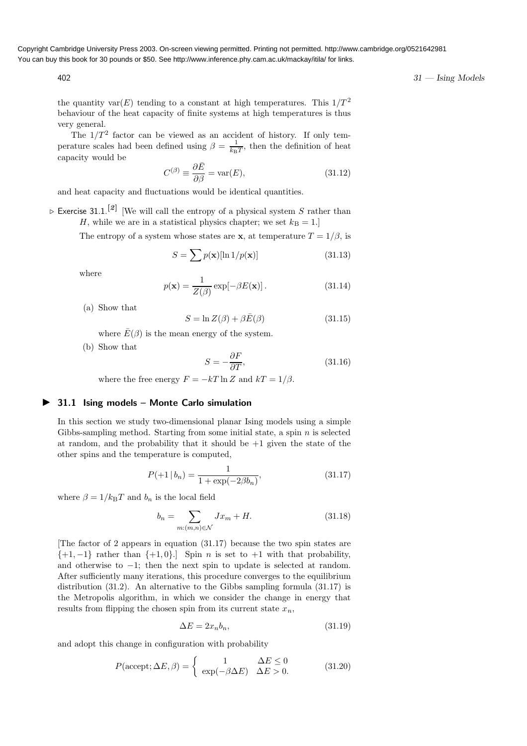the quantity $\mathrm{var}(E)$ tending to a constant at high temperatures. This $1/T^2$ behaviour of the heat capacity of finite systems at high temperatures is thus very general.

The $1/T^2$ factor can be viewed as an accident of history. If only temperature scales had been defined using $\beta = \frac{1}{k_B T}$, then the definition of heat capacity would be

$$C^{(\beta)} \equiv \frac{\partial \bar{E}}{\partial \beta} = \mathrm{var}(E), \tag{31.12}$$

and heat capacity and fluctuations would be identical quantities.

▷ **Exercise 31.1.**[2] [We will call the entropy of a physical system $S$ rather than $H$, while we are in a statistical physics chapter; we set $k_B = 1$.]

The entropy of a system whose states are $\mathbf{x}$, at temperature $T = 1/\beta$, is

$$S = \sum p(\mathbf{x})[\ln 1/p(\mathbf{x})] \tag{31.13}$$

where

$$p(\mathbf{x}) = \frac{1}{Z(\beta)} \exp[-\beta E(\mathbf{x})]. \tag{31.14}$$

(a) Show that

$$S = \ln Z(\beta) + \beta \bar{E}(\beta) \tag{31.15}$$

where $\bar{E}(\beta)$ is the mean energy of the system.

(b) Show that

$$S = -\frac{\partial F}{\partial T}, \tag{31.16}$$

where the free energy $F = -kT \ln Z$ and $kT = 1/\beta$.

## 31.1 Ising models – Monte Carlo simulation

In this section we study two-dimensional planar Ising models using a simple Gibbs-sampling method. Starting from some initial state, a spin $n$ is selected at random, and the probability that it should be $+1$ given the state of the other spins and the temperature is computed,

$$P(+1 \,|\, b_n) = \frac{1}{1 + \exp(-2\beta b_n)}, \tag{31.17}$$

where $\beta = 1/k_B T$ and $b_n$ is the local field

$$b_n = \sum_{m:(m,n)\in\mathcal{N}} J x_m + H. \tag{31.18}$$

[The factor of 2 appears in equation (31.17) because the two spin states are $\{+1, -1\}$ rather than $\{+1, 0\}$.] Spin $n$ is set to $+1$ with that probability, and otherwise to $-1$; then the next spin to update is selected at random. After sufficiently many iterations, this procedure converges to the equilibrium distribution (31.2). An alternative to the Gibbs sampling formula (31.17) is the Metropolis algorithm, in which we consider the change in energy that results from flipping the chosen spin from its current state $x_n$,

$$\Delta E = 2 x_n b_n, \tag{31.19}$$

and adopt this change in configuration with probability

$$P(\text{accept}; \Delta E, \beta) = \begin{cases} 1 & \Delta E \le 0 \\ \exp(-\beta \Delta E) & \Delta E > 0. \end{cases} \tag{31.20}$$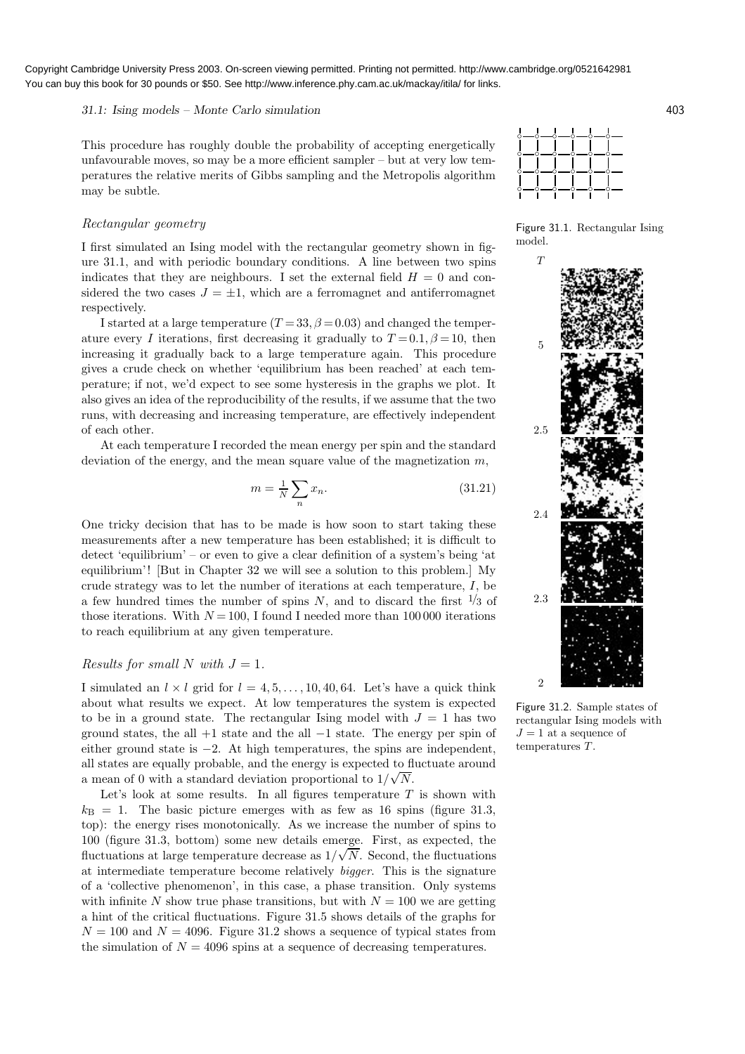Copyright Cambridge University Press 2003. On-screen viewing permitted. Printing not permitted. http://www.cambridge.org/0521642981
You can buy this book for 30 pounds or $50. See http://www.inference.phy.cam.ac.uk/mackay/itila/ for links.

This procedure has roughly double the probability of accepting energetically unfavourable moves, so may be a more efficient sampler – but at very low temperatures the relative merits of Gibbs sampling and the Metropolis algorithm may be subtle.

### *Rectangular geometry*

I first simulated an Ising model with the rectangular geometry shown in figure 31.1, and with periodic boundary conditions. A line between two spins indicates that they are neighbours. I set the external field $H = 0$ and considered the two cases $J = \pm 1$, which are a ferromagnet and antiferromagnet respectively.

Figure 31.1. Rectangular Ising model.

I started at a large temperature ($T = 33, \beta = 0.03$) and changed the temperature every $I$ iterations, first decreasing it gradually to $T = 0.1, \beta = 10$, then increasing it gradually back to a large temperature again. This procedure gives a crude check on whether 'equilibrium has been reached' at each temperature; if not, we'd expect to see some hysteresis in the graphs we plot. It also gives an idea of the reproducibility of the results, if we assume that the two runs, with decreasing and increasing temperature, are effectively independent of each other.

At each temperature I recorded the mean energy per spin and the standard deviation of the energy, and the mean square value of the magnetization $m$,

$$m = \frac{1}{N} \sum_n x_n. \tag{31.21}$$

One tricky decision that has to be made is how soon to start taking these measurements after a new temperature has been established; it is difficult to detect 'equilibrium' – or even to give a clear definition of a system's being 'at equilibrium'! [But in Chapter 32 we will see a solution to this problem.] My crude strategy was to let the number of iterations at each temperature, $I$, be a few hundred times the number of spins $N$, and to discard the first $1/3$ of those iterations. With $N = 100$, I found I needed more than 100 000 iterations to reach equilibrium at any given temperature.

### *Results for small $N$ with $J = 1$.*

I simulated an $l \times l$ grid for $l = 4, 5, \ldots, 10, 40, 64$. Let's have a quick think about what results we expect. At low temperatures the system is expected to be in a ground state. The rectangular Ising model with $J = 1$ has two ground states, the all $+1$ state and the all $-1$ state. The energy per spin of either ground state is $-2$. At high temperatures, the spins are independent, all states are equally probable, and the energy is expected to fluctuate around a mean of 0 with a standard deviation proportional to $1/\sqrt{N}$.

Let's look at some results. In all figures temperature $T$ is shown with $k_B = 1$. The basic picture emerges with as few as 16 spins (figure 31.3, top): the energy rises monotonically. As we increase the number of spins to 100 (figure 31.3, bottom) some new details emerge. First, as expected, the fluctuations at large temperature decrease as $1/\sqrt{N}$. Second, the fluctuations at intermediate temperature become relatively *bigger*. This is the signature of a 'collective phenomenon', in this case, a phase transition. Only systems with infinite $N$ show true phase transitions, but with $N = 100$ we are getting a hint of the critical fluctuations. Figure 31.5 shows details of the graphs for $N = 100$ and $N = 4096$. Figure 31.2 shows a sequence of typical states from the simulation of $N = 4096$ spins at a sequence of decreasing temperatures.

Figure 31.2. Sample states of rectangular Ising models with $J = 1$ at a sequence of temperatures $T$.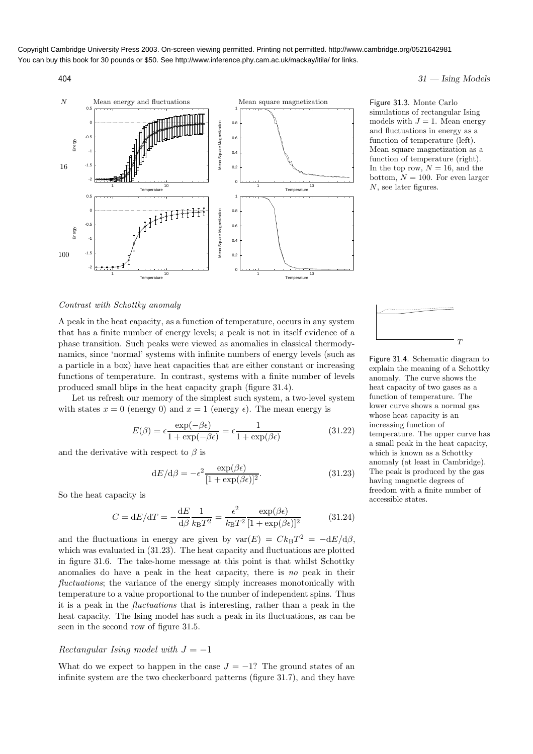Copyright Cambridge University Press 2003. On-screen viewing permitted. Printing not permitted. http://www.cambridge.org/0521642981
You can buy this book for 30 pounds or $50. See http://www.inference.phy.cam.ac.uk/mackay/itila/ for links.

Figure 31.3. Monte Carlo simulations of rectangular Ising models with $J = 1$. Mean energy and fluctuations in energy as a function of temperature (left). Mean square magnetization as a function of temperature (right). In the top row, $N = 16$, and the bottom, $N = 100$. For even larger $N$, see later figures.

*Contrast with Schottky anomaly*

A peak in the heat capacity, as a function of temperature, occurs in any system that has a finite number of energy levels; a peak is not in itself evidence of a phase transition. Such peaks were viewed as anomalies in classical thermodynamics, since 'normal' systems with infinite numbers of energy levels (such as a particle in a box) have heat capacities that are either constant or increasing functions of temperature. In contrast, systems with a finite number of levels produced small blips in the heat capacity graph (figure 31.4).

Figure 31.4. Schematic diagram to explain the meaning of a Schottky anomaly. The curve shows the heat capacity of two gases as a function of temperature. The lower curve shows a normal gas whose heat capacity is an increasing function of temperature. The upper curve has a small peak in the heat capacity, which is known as a Schottky anomaly (at least in Cambridge). The peak is produced by the gas having magnetic degrees of freedom with a finite number of accessible states.

Let us refresh our memory of the simplest such system, a two-level system with states $x = 0$ (energy 0) and $x = 1$ (energy $\epsilon$). The mean energy is

$$E(\beta) = \epsilon \frac{\exp(-\beta\epsilon)}{1 + \exp(-\beta\epsilon)} = \epsilon \frac{1}{1 + \exp(\beta\epsilon)} \tag{31.22}$$

and the derivative with respect to $\beta$ is

$$\mathrm{d}E/\mathrm{d}\beta = -\epsilon^2 \frac{\exp(\beta\epsilon)}{[1 + \exp(\beta\epsilon)]^2}. \tag{31.23}$$

So the heat capacity is

$$C = \mathrm{d}E/\mathrm{d}T = -\frac{\mathrm{d}E}{\mathrm{d}\beta}\frac{1}{k_{\rm B}T^2} = \frac{\epsilon^2}{k_{\rm B}T^2}\frac{\exp(\beta\epsilon)}{[1 + \exp(\beta\epsilon)]^2} \tag{31.24}$$

and the fluctuations in energy are given by $\mathrm{var}(E) = Ck_{\rm B}T^2 = -\mathrm{d}E/\mathrm{d}\beta$, which was evaluated in (31.23). The heat capacity and fluctuations are plotted in figure 31.6. The take-home message at this point is that whilst Schottky anomalies do have a peak in the heat capacity, there is *no* peak in their *fluctuations*; the variance of the energy simply increases monotonically with temperature to a value proportional to the number of independent spins. Thus it is a peak in the *fluctuations* that is interesting, rather than a peak in the heat capacity. The Ising model has such a peak in its fluctuations, as can be seen in the second row of figure 31.5.

*Rectangular Ising model with $J = -1$*

What do we expect to happen in the case $J = -1$? The ground states of an infinite system are the two checkerboard patterns (figure 31.7), and they have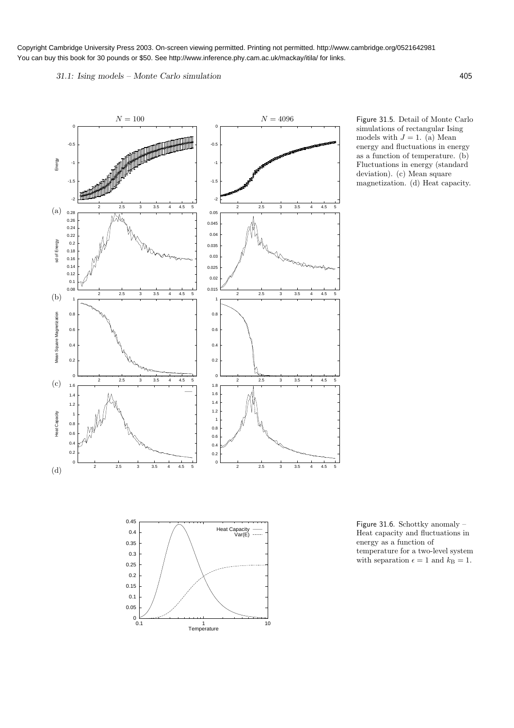Figure 31.5. Detail of Monte Carlo simulations of rectangular Ising models with $J = 1$. (a) Mean energy and fluctuations in energy as a function of temperature. (b) Fluctuations in energy (standard deviation). (c) Mean square magnetization. (d) Heat capacity.

Figure 31.6. Schottky anomaly – Heat capacity and fluctuations in energy as a function of temperature for a two-level system with separation $\epsilon = 1$ and $k_B = 1$.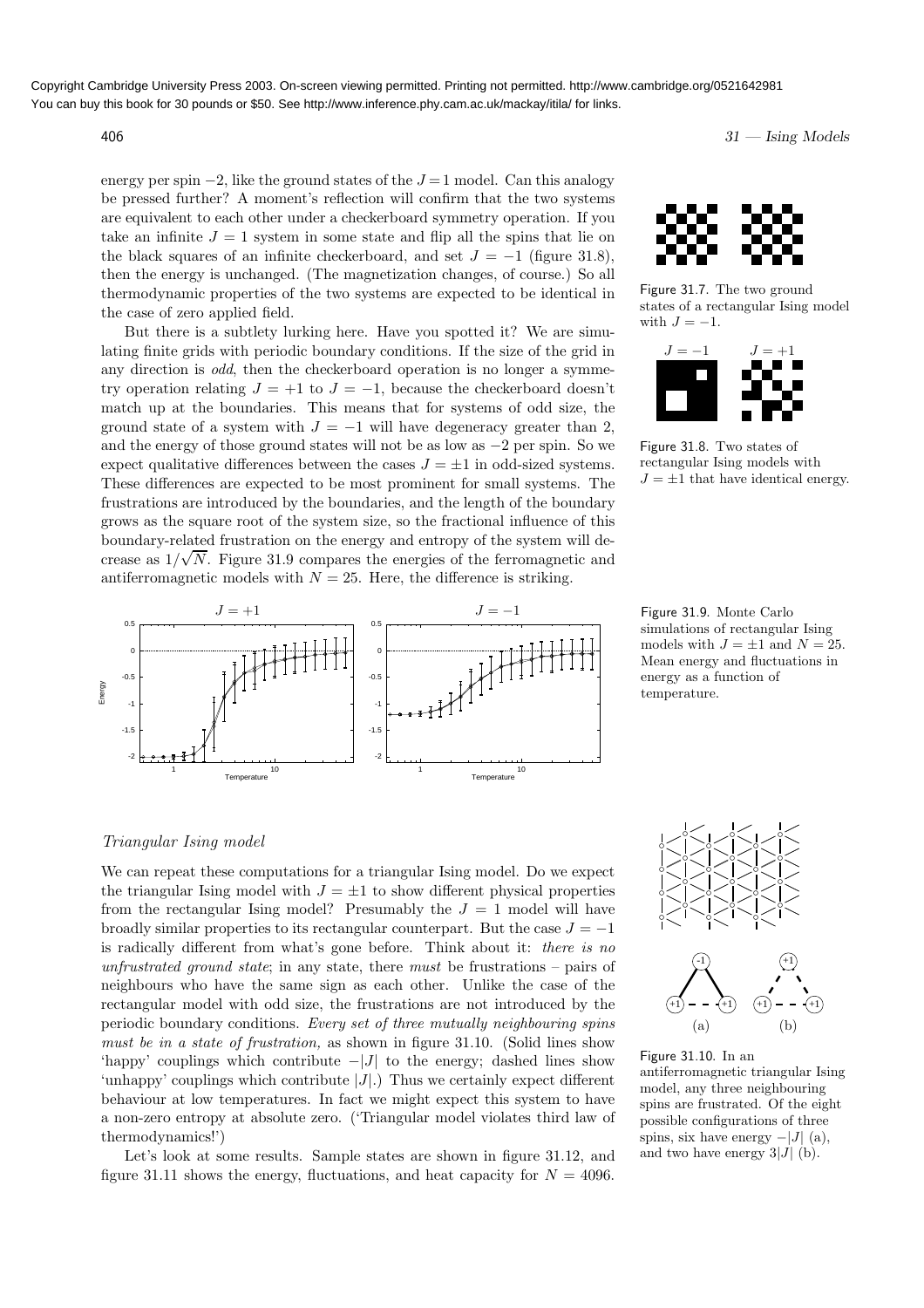energy per spin −2, like the ground states of the $J = 1$ model. Can this analogy be pressed further? A moment's reflection will confirm that the two systems are equivalent to each other under a checkerboard symmetry operation. If you take an infinite $J = 1$ system in some state and flip all the spins that lie on the black squares of an infinite checkerboard, and set $J = -1$ (figure 31.8), then the energy is unchanged. (The magnetization changes, of course.) So all thermodynamic properties of the two systems are expected to be identical in the case of zero applied field.

But there is a subtlety lurking here. Have you spotted it? We are simulating finite grids with periodic boundary conditions. If the size of the grid in any direction is *odd*, then the checkerboard operation is no longer a symmetry operation relating $J = +1$ to $J = -1$, because the checkerboard doesn't match up at the boundaries. This means that for systems of odd size, the ground state of a system with $J = -1$ will have degeneracy greater than 2, and the energy of those ground states will not be as low as −2 per spin. So we expect qualitative differences between the cases $J = \pm 1$ in odd-sized systems. These differences are expected to be most prominent for small systems. The frustrations are introduced by the boundaries, and the length of the boundary grows as the square root of the system size, so the fractional influence of this boundary-related frustration on the energy and entropy of the system will decrease as $1/\sqrt{N}$. Figure 31.9 compares the energies of the ferromagnetic and antiferromagnetic models with $N = 25$. Here, the difference is striking.

Figure 31.7. The two ground states of a rectangular Ising model with $J = -1$.

Figure 31.8. Two states of rectangular Ising models with $J = \pm 1$ that have identical energy.

Figure 31.9. Monte Carlo simulations of rectangular Ising models with $J = \pm 1$ and $N = 25$. Mean energy and fluctuations in energy as a function of temperature.

### *Triangular Ising model*

We can repeat these computations for a triangular Ising model. Do we expect the triangular Ising model with $J = \pm 1$ to show different physical properties from the rectangular Ising model? Presumably the $J = 1$ model will have broadly similar properties to its rectangular counterpart. But the case $J = -1$ is radically different from what's gone before. Think about it: *there is no unfrustrated ground state*; in any state, there *must* be frustrations – pairs of neighbours who have the same sign as each other. Unlike the case of the rectangular model with odd size, the frustrations are not introduced by the periodic boundary conditions. *Every set of three mutually neighbouring spins must be in a state of frustration,* as shown in figure 31.10. (Solid lines show 'happy' couplings which contribute $-|J|$ to the energy; dashed lines show 'unhappy' couplings which contribute $|J|$.) Thus we certainly expect different behaviour at low temperatures. In fact we might expect this system to have a non-zero entropy at absolute zero. ('Triangular model violates third law of thermodynamics!')

Let's look at some results. Sample states are shown in figure 31.12, and figure 31.11 shows the energy, fluctuations, and heat capacity for $N = 4096$.

Figure 31.10. In an antiferromagnetic triangular Ising model, any three neighbouring spins are frustrated. Of the eight possible configurations of three spins, six have energy $-|J|$ (a), and two have energy $3|J|$ (b).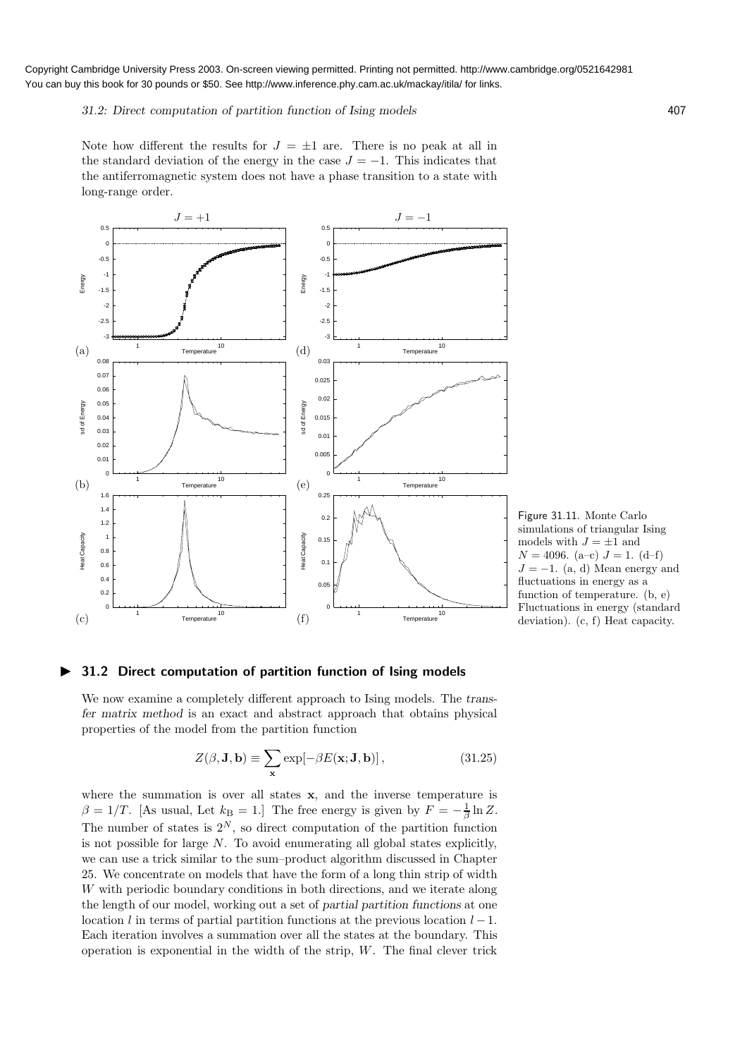Copyright Cambridge University Press 2003. On-screen viewing permitted. Printing not permitted. http://www.cambridge.org/0521642981
You can buy this book for 30 pounds or $50. See http://www.inference.phy.cam.ac.uk/mackay/itila/ for links.

Note how different the results for $J = \pm 1$ are. There is no peak at all in the standard deviation of the energy in the case $J = -1$. This indicates that the antiferromagnetic system does not have a phase transition to a state with long-range order.

Figure 31.11. Monte Carlo simulations of triangular Ising models with $J = \pm 1$ and $N = 4096$. (a–c) $J = 1$. (d–f) $J = -1$. (a, d) Mean energy and fluctuations in energy as a function of temperature. (b, e) Fluctuations in energy (standard deviation). (c, f) Heat capacity.

## ▶ 31.2 Direct computation of partition function of Ising models

We now examine a completely different approach to Ising models. The *transfer matrix method* is an exact and abstract approach that obtains physical properties of the model from the partition function

$$Z(\beta, \mathbf{J}, \mathbf{b}) \equiv \sum_{\mathbf{x}} \exp[-\beta E(\mathbf{x}; \mathbf{J}, \mathbf{b})], \tag{31.25}$$

where the summation is over all states $\mathbf{x}$, and the inverse temperature is $\beta = 1/T$. [As usual, Let $k_{\rm B} = 1$.] The free energy is given by $F = -\frac{1}{\beta} \ln Z$. The number of states is $2^N$, so direct computation of the partition function is not possible for large $N$. To avoid enumerating all global states explicitly, we can use a trick similar to the sum–product algorithm discussed in Chapter 25. We concentrate on models that have the form of a long thin strip of width $W$ with periodic boundary conditions in both directions, and we iterate along the length of our model, working out a set of *partial partition functions* at one location $l$ in terms of partial partition functions at the previous location $l - 1$. Each iteration involves a summation over all the states at the boundary. This operation is exponential in the width of the strip, $W$. The final clever trick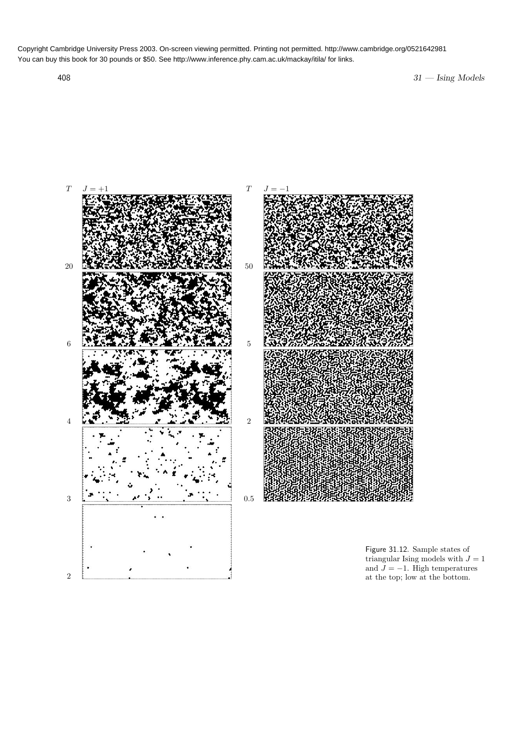Figure 31.12. Sample states of triangular Ising models with $J = 1$ and $J = -1$. High temperatures at the top; low at the bottom.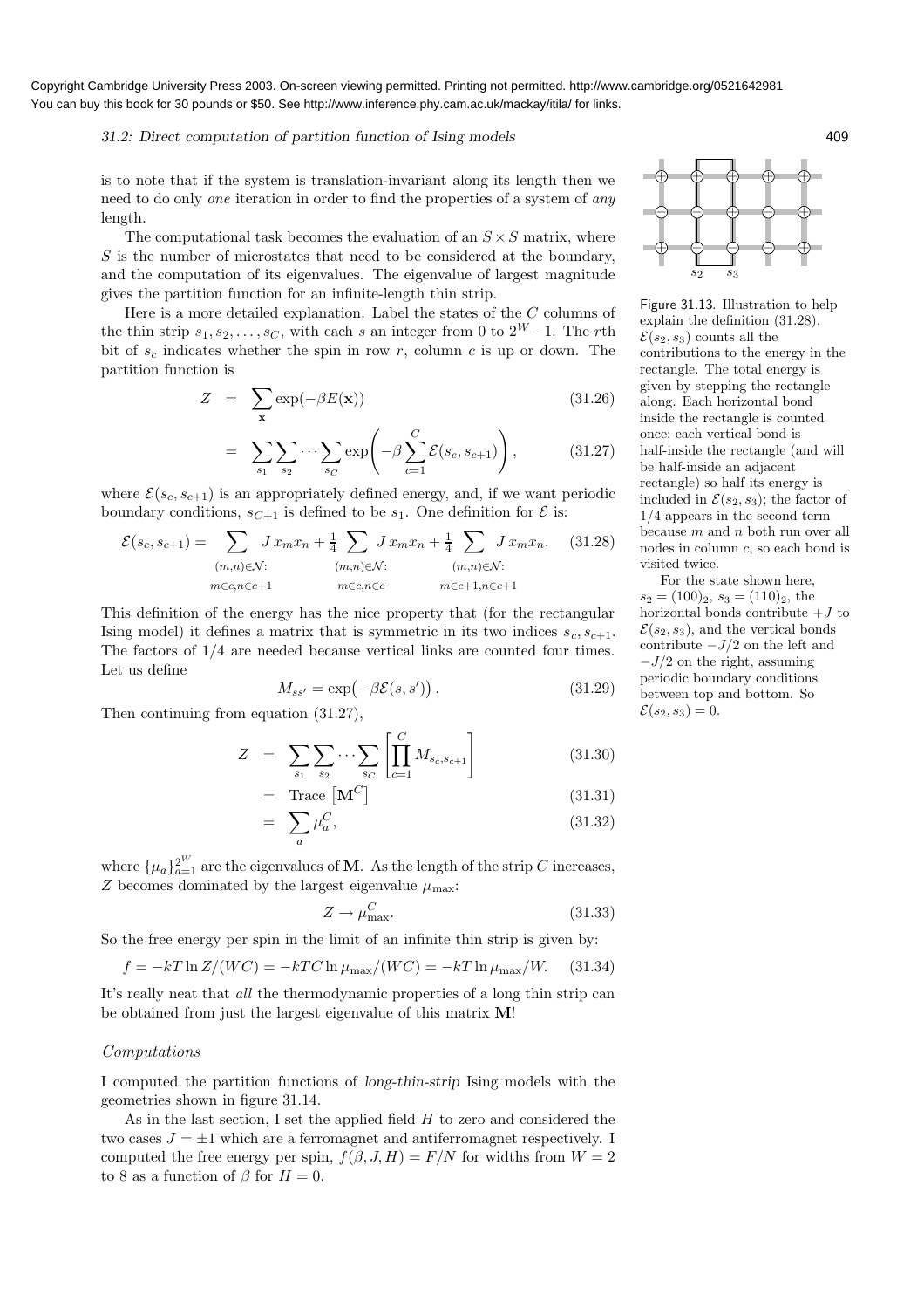is to note that if the system is translation-invariant along its length then we need to do only *one* iteration in order to find the properties of a system of *any* length.

The computational task becomes the evaluation of an $S \times S$ matrix, where $S$ is the number of microstates that need to be considered at the boundary, and the computation of its eigenvalues. The eigenvalue of largest magnitude gives the partition function for an infinite-length thin strip.

Here is a more detailed explanation. Label the states of the $C$ columns of the thin strip $s_1, s_2, \ldots, s_C$, with each $s$ an integer from 0 to $2^W - 1$. The $r$th bit of $s_c$ indicates whether the spin in row $r$, column $c$ is up or down. The partition function is

$$Z = \sum_{\mathbf{x}} \exp(-\beta E(\mathbf{x})) \tag{31.26}$$

$$= \sum_{s_1} \sum_{s_2} \cdots \sum_{s_C} \exp\left(-\beta \sum_{c=1}^{C} \mathcal{E}(s_c, s_{c+1})\right), \tag{31.27}$$

where $\mathcal{E}(s_c, s_{c+1})$ is an appropriately defined energy, and, if we want periodic boundary conditions, $s_{C+1}$ is defined to be $s_1$. One definition for $\mathcal{E}$ is:

$$\mathcal{E}(s_c, s_{c+1}) = \sum_{\substack{(m,n)\in\mathcal{N}: \\ m\in c, n\in c+1}} J\, x_m x_n + \frac{1}{4} \sum_{\substack{(m,n)\in\mathcal{N}: \\ m\in c, n\in c}} J\, x_m x_n + \frac{1}{4} \sum_{\substack{(m,n)\in\mathcal{N}: \\ m\in c+1, n\in c+1}} J\, x_m x_n. \tag{31.28}$$

This definition of the energy has the nice property that (for the rectangular Ising model) it defines a matrix that is symmetric in its two indices $s_c, s_{c+1}$. The factors of $1/4$ are needed because vertical links are counted four times. Let us define

$$M_{ss'} = \exp\left(-\beta \mathcal{E}(s, s')\right). \tag{31.29}$$

Then continuing from equation (31.27),

$$Z = \sum_{s_1} \sum_{s_2} \cdots \sum_{s_C} \left[\prod_{c=1}^{C} M_{s_c, s_{c+1}}\right] \tag{31.30}$$

$$= \text{Trace}\left[\mathbf{M}^C\right] \tag{31.31}$$

$$= \sum_a \mu_a^C, \tag{31.32}$$

where $\{\mu_a\}_{a=1}^{2^W}$ are the eigenvalues of $\mathbf{M}$. As the length of the strip $C$ increases, $Z$ becomes dominated by the largest eigenvalue $\mu_{\max}$:

$$Z \to \mu_{\max}^C. \tag{31.33}$$

So the free energy per spin in the limit of an infinite thin strip is given by:

$$f = -kT \ln Z/(WC) = -kTC \ln \mu_{\max}/(WC) = -kT \ln \mu_{\max}/W. \tag{31.34}$$

It's really neat that *all* the thermodynamic properties of a long thin strip can be obtained from just the largest eigenvalue of this matrix $\mathbf{M}$!

Figure 31.13. Illustration to help explain the definition (31.28). $\mathcal{E}(s_2, s_3)$ counts all the contributions to the energy in the rectangle. The total energy is given by stepping the rectangle along. Each horizontal bond inside the rectangle is counted once; each vertical bond is half-inside the rectangle (and will be half-inside an adjacent rectangle) so half its energy is included in $\mathcal{E}(s_2, s_3)$; the factor of $1/4$ appears in the second term because $m$ and $n$ both run over all nodes in column $c$, so each bond is visited twice.

For the state shown here, $s_2 = (100)_2$, $s_3 = (110)_2$, the horizontal bonds contribute $+J$ to $\mathcal{E}(s_2, s_3)$, and the vertical bonds contribute $-J/2$ on the left and $-J/2$ on the right, assuming periodic boundary conditions between top and bottom. So $\mathcal{E}(s_2, s_3) = 0$.

### *Computations*

I computed the partition functions of *long-thin-strip* Ising models with the geometries shown in figure 31.14.

As in the last section, I set the applied field $H$ to zero and considered the two cases $J = \pm 1$ which are a ferromagnet and antiferromagnet respectively. I computed the free energy per spin, $f(\beta, J, H) = F/N$ for widths from $W = 2$ to 8 as a function of $\beta$ for $H = 0$.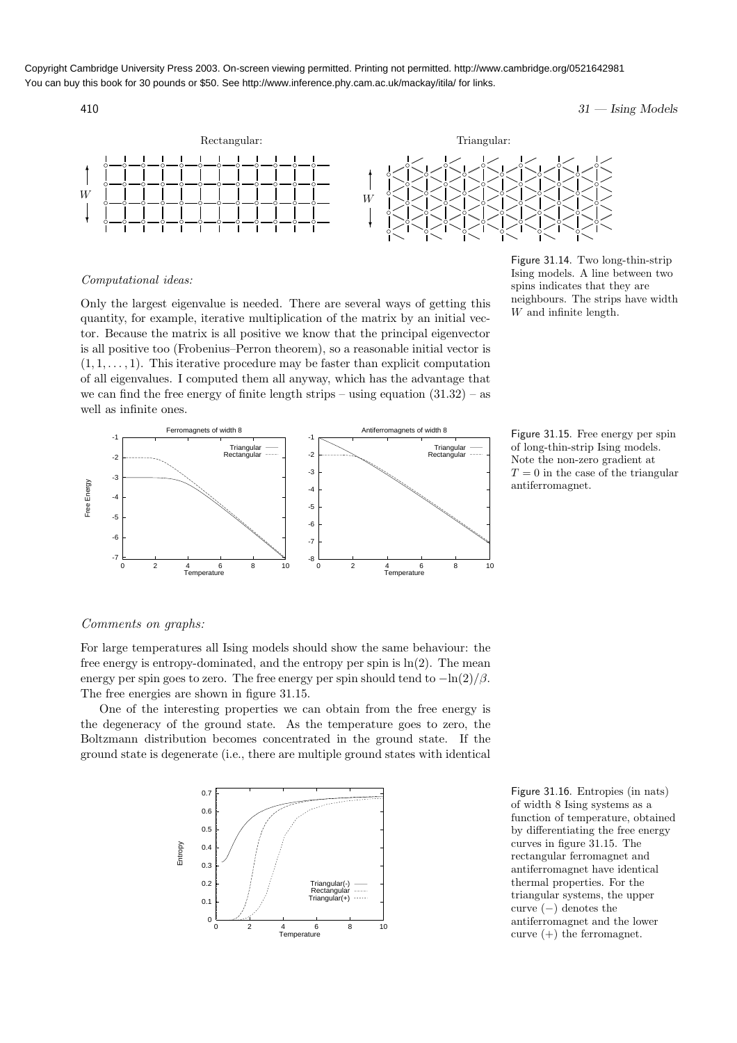Copyright Cambridge University Press 2003. On-screen viewing permitted. Printing not permitted. http://www.cambridge.org/0521642981
You can buy this book for 30 pounds or $50. See http://www.inference.phy.cam.ac.uk/mackay/itila/ for links.

Figure 31.14. Two long-thin-strip Ising models. A line between two spins indicates that they are neighbours. The strips have width $W$ and infinite length.

*Computational ideas:*

Only the largest eigenvalue is needed. There are several ways of getting this quantity, for example, iterative multiplication of the matrix by an initial vector. Because the matrix is all positive we know that the principal eigenvector is all positive too (Frobenius–Perron theorem), so a reasonable initial vector is $(1, 1, \ldots, 1)$. This iterative procedure may be faster than explicit computation of all eigenvalues. I computed them all anyway, which has the advantage that we can find the free energy of finite length strips – using equation (31.32) – as well as infinite ones.

Figure 31.15. Free energy per spin of long-thin-strip Ising models. Note the non-zero gradient at $T = 0$ in the case of the triangular antiferromagnet.

*Comments on graphs:*

For large temperatures all Ising models should show the same behaviour: the free energy is entropy-dominated, and the entropy per spin is $\ln(2)$. The mean energy per spin goes to zero. The free energy per spin should tend to $-\ln(2)/\beta$. The free energies are shown in figure 31.15.

One of the interesting properties we can obtain from the free energy is the degeneracy of the ground state. As the temperature goes to zero, the Boltzmann distribution becomes concentrated in the ground state. If the ground state is degenerate (i.e., there are multiple ground states with identical

Figure 31.16. Entropies (in nats) of width 8 Ising systems as a function of temperature, obtained by differentiating the free energy curves in figure 31.15. The rectangular ferromagnet and antiferromagnet have identical thermal properties. For the triangular systems, the upper curve $(-)$ denotes the antiferromagnet and the lower curve $(+)$ the ferromagnet.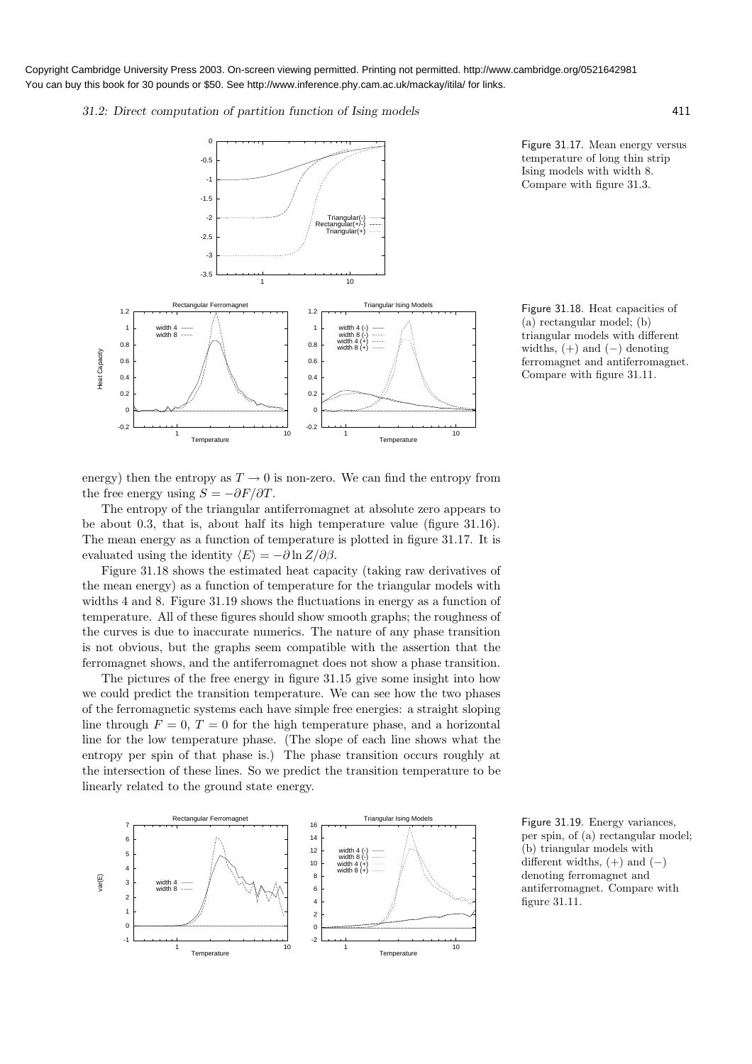Figure 31.17. Mean energy versus temperature of long thin strip Ising models with width 8. Compare with figure 31.3.

Figure 31.18. Heat capacities of (a) rectangular model; (b) triangular models with different widths, (+) and (−) denoting ferromagnet and antiferromagnet. Compare with figure 31.11.

energy) then the entropy as $T \to 0$ is non-zero. We can find the entropy from the free energy using $S = -\partial F/\partial T$.

The entropy of the triangular antiferromagnet at absolute zero appears to be about 0.3, that is, about half its high temperature value (figure 31.16). The mean energy as a function of temperature is plotted in figure 31.17. It is evaluated using the identity $\langle E \rangle = -\partial \ln Z/\partial \beta$.

Figure 31.18 shows the estimated heat capacity (taking raw derivatives of the mean energy) as a function of temperature for the triangular models with widths 4 and 8. Figure 31.19 shows the fluctuations in energy as a function of temperature. All of these figures should show smooth graphs; the roughness of the curves is due to inaccurate numerics. The nature of any phase transition is not obvious, but the graphs seem compatible with the assertion that the ferromagnet shows, and the antiferromagnet does not show a phase transition.

The pictures of the free energy in figure 31.15 give some insight into how we could predict the transition temperature. We can see how the two phases of the ferromagnetic systems each have simple free energies: a straight sloping line through $F = 0$, $T = 0$ for the high temperature phase, and a horizontal line for the low temperature phase. (The slope of each line shows what the entropy per spin of that phase is.) The phase transition occurs roughly at the intersection of these lines. So we predict the transition temperature to be linearly related to the ground state energy.

Figure 31.19. Energy variances, per spin, of (a) rectangular model; (b) triangular models with different widths, (+) and (−) denoting ferromagnet and antiferromagnet. Compare with figure 31.11.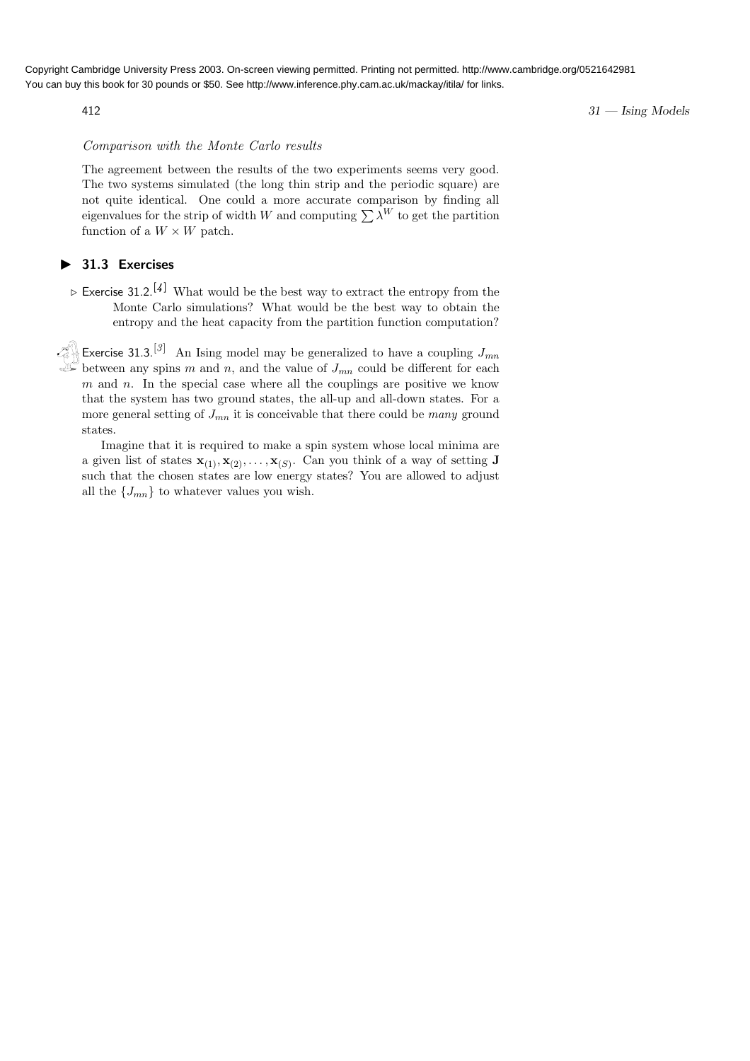*Comparison with the Monte Carlo results*

The agreement between the results of the two experiments seems very good. The two systems simulated (the long thin strip and the periodic square) are not quite identical. One could a more accurate comparison by finding all eigenvalues for the strip of width $W$ and computing $\sum \lambda^W$ to get the partition function of a $W \times W$ patch.

## ▶ 31.3 Exercises

▷ **Exercise 31.2.**[4] What would be the best way to extract the entropy from the Monte Carlo simulations? What would be the best way to obtain the entropy and the heat capacity from the partition function computation?

**Exercise 31.3.**[3] An Ising model may be generalized to have a coupling $J_{mn}$ between any spins $m$ and $n$, and the value of $J_{mn}$ could be different for each $m$ and $n$. In the special case where all the couplings are positive we know that the system has two ground states, the all-up and all-down states. For a more general setting of $J_{mn}$ it is conceivable that there could be *many* ground states.

Imagine that it is required to make a spin system whose local minima are a given list of states $\mathbf{x}_{(1)}, \mathbf{x}_{(2)}, \ldots, \mathbf{x}_{(S)}$. Can you think of a way of setting $\mathbf{J}$ such that the chosen states are low energy states? You are allowed to adjust all the $\{J_{mn}\}$ to whatever values you wish.